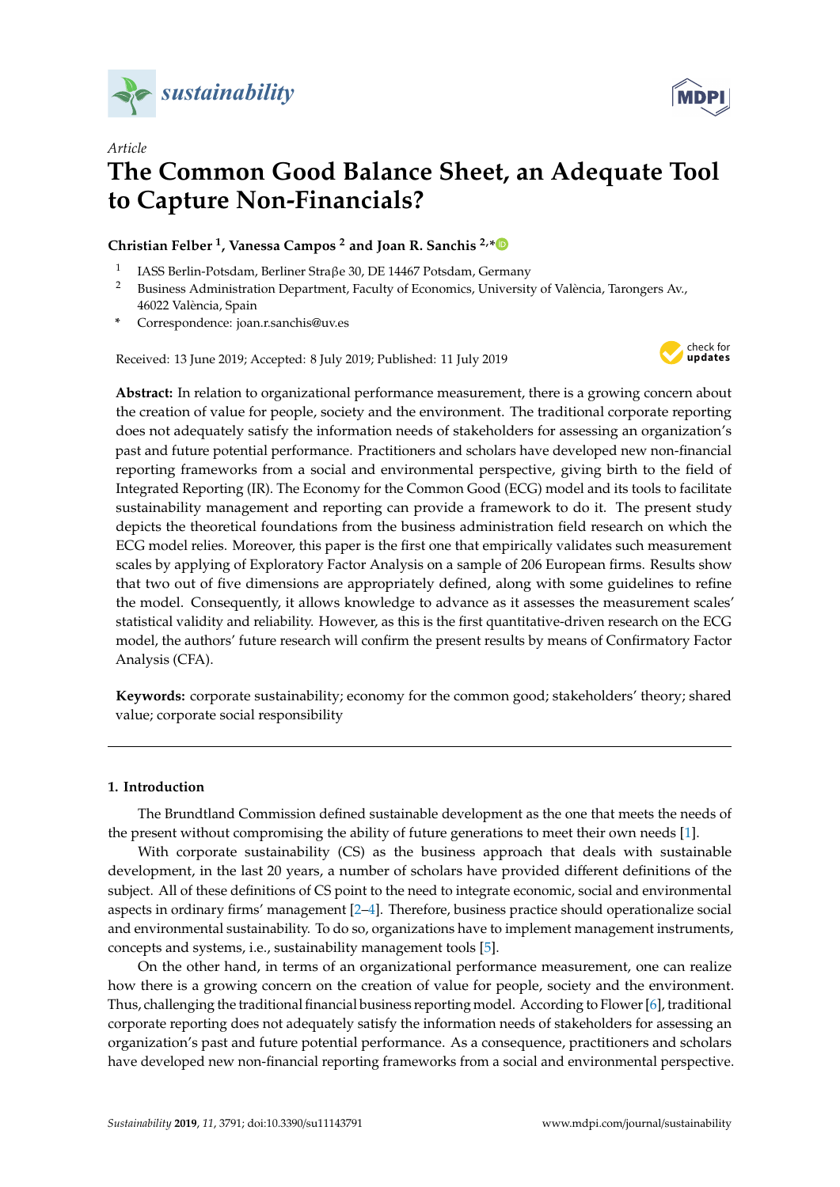*Article*

# The Common Good Balance Sheet, an Adequate Tool to Capture Non-Financials?

**Christian Felber [1], Vanessa Campos [2] and Joan R. Sanchis [2,*]**

[1] IASS Berlin-Potsdam, Berliner Straβe 30, DE 14467 Potsdam, Germany
[2] Business Administration Department, Faculty of Economics, University of València, Tarongers Av., 46022 València, Spain
\* Correspondence: joan.r.sanchis@uv.es

Received: 13 June 2019; Accepted: 8 July 2019; Published: 11 July 2019

**Abstract:** In relation to organizational performance measurement, there is a growing concern about the creation of value for people, society and the environment. The traditional corporate reporting does not adequately satisfy the information needs of stakeholders for assessing an organization's past and future potential performance. Practitioners and scholars have developed new non-financial reporting frameworks from a social and environmental perspective, giving birth to the field of Integrated Reporting (IR). The Economy for the Common Good (ECG) model and its tools to facilitate sustainability management and reporting can provide a framework to do it. The present study depicts the theoretical foundations from the business administration field research on which the ECG model relies. Moreover, this paper is the first one that empirically validates such measurement scales by applying of Exploratory Factor Analysis on a sample of 206 European firms. Results show that two out of five dimensions are appropriately defined, along with some guidelines to refine the model. Consequently, it allows knowledge to advance as it assesses the measurement scales' statistical validity and reliability. However, as this is the first quantitative-driven research on the ECG model, the authors' future research will confirm the present results by means of Confirmatory Factor Analysis (CFA).

**Keywords:** corporate sustainability; economy for the common good; stakeholders' theory; shared value; corporate social responsibility

## 1. Introduction

The Brundtland Commission defined sustainable development as the one that meets the needs of the present without compromising the ability of future generations to meet their own needs [1].

With corporate sustainability (CS) as the business approach that deals with sustainable development, in the last 20 years, a number of scholars have provided different definitions of the subject. All of these definitions of CS point to the need to integrate economic, social and environmental aspects in ordinary firms' management [2–4]. Therefore, business practice should operationalize social and environmental sustainability. To do so, organizations have to implement management instruments, concepts and systems, i.e., sustainability management tools [5].

On the other hand, in terms of an organizational performance measurement, one can realize how there is a growing concern on the creation of value for people, society and the environment. Thus, challenging the traditional financial business reporting model. According to Flower [6], traditional corporate reporting does not adequately satisfy the information needs of stakeholders for assessing an organization's past and future potential performance. As a consequence, practitioners and scholars have developed new non-financial reporting frameworks from a social and environmental perspective.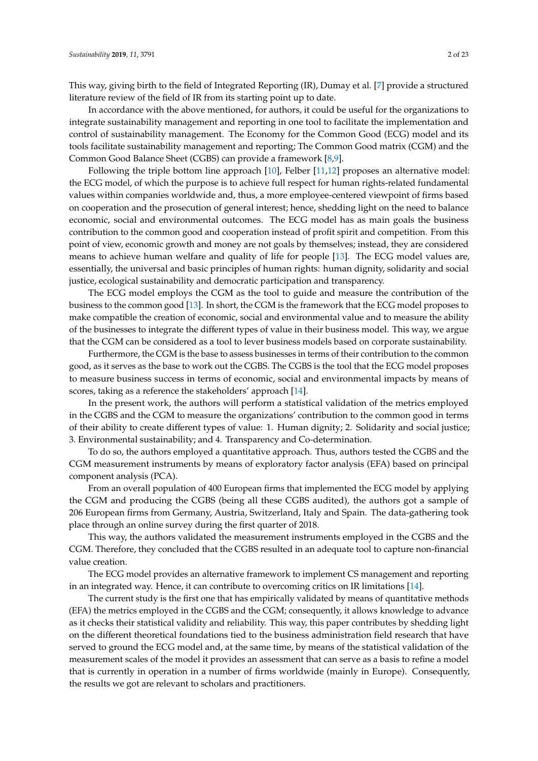This way, giving birth to the field of Integrated Reporting (IR), Dumay et al. [7] provide a structured literature review of the field of IR from its starting point up to date.

In accordance with the above mentioned, for authors, it could be useful for the organizations to integrate sustainability management and reporting in one tool to facilitate the implementation and control of sustainability management. The Economy for the Common Good (ECG) model and its tools facilitate sustainability management and reporting; The Common Good matrix (CGM) and the Common Good Balance Sheet (CGBS) can provide a framework [8,9].

Following the triple bottom line approach [10], Felber [11,12] proposes an alternative model: the ECG model, of which the purpose is to achieve full respect for human rights-related fundamental values within companies worldwide and, thus, a more employee-centered viewpoint of firms based on cooperation and the prosecution of general interest; hence, shedding light on the need to balance economic, social and environmental outcomes. The ECG model has as main goals the business contribution to the common good and cooperation instead of profit spirit and competition. From this point of view, economic growth and money are not goals by themselves; instead, they are considered means to achieve human welfare and quality of life for people [13]. The ECG model values are, essentially, the universal and basic principles of human rights: human dignity, solidarity and social justice, ecological sustainability and democratic participation and transparency.

The ECG model employs the CGM as the tool to guide and measure the contribution of the business to the common good [13]. In short, the CGM is the framework that the ECG model proposes to make compatible the creation of economic, social and environmental value and to measure the ability of the businesses to integrate the different types of value in their business model. This way, we argue that the CGM can be considered as a tool to lever business models based on corporate sustainability.

Furthermore, the CGM is the base to assess businesses in terms of their contribution to the common good, as it serves as the base to work out the CGBS. The CGBS is the tool that the ECG model proposes to measure business success in terms of economic, social and environmental impacts by means of scores, taking as a reference the stakeholders' approach [14].

In the present work, the authors will perform a statistical validation of the metrics employed in the CGBS and the CGM to measure the organizations' contribution to the common good in terms of their ability to create different types of value: 1. Human dignity; 2. Solidarity and social justice; 3. Environmental sustainability; and 4. Transparency and Co-determination.

To do so, the authors employed a quantitative approach. Thus, authors tested the CGBS and the CGM measurement instruments by means of exploratory factor analysis (EFA) based on principal component analysis (PCA).

From an overall population of 400 European firms that implemented the ECG model by applying the CGM and producing the CGBS (being all these CGBS audited), the authors got a sample of 206 European firms from Germany, Austria, Switzerland, Italy and Spain. The data-gathering took place through an online survey during the first quarter of 2018.

This way, the authors validated the measurement instruments employed in the CGBS and the CGM. Therefore, they concluded that the CGBS resulted in an adequate tool to capture non-financial value creation.

The ECG model provides an alternative framework to implement CS management and reporting in an integrated way. Hence, it can contribute to overcoming critics on IR limitations [14].

The current study is the first one that has empirically validated by means of quantitative methods (EFA) the metrics employed in the CGBS and the CGM; consequently, it allows knowledge to advance as it checks their statistical validity and reliability. This way, this paper contributes by shedding light on the different theoretical foundations tied to the business administration field research that have served to ground the ECG model and, at the same time, by means of the statistical validation of the measurement scales of the model it provides an assessment that can serve as a basis to refine a model that is currently in operation in a number of firms worldwide (mainly in Europe). Consequently, the results we got are relevant to scholars and practitioners.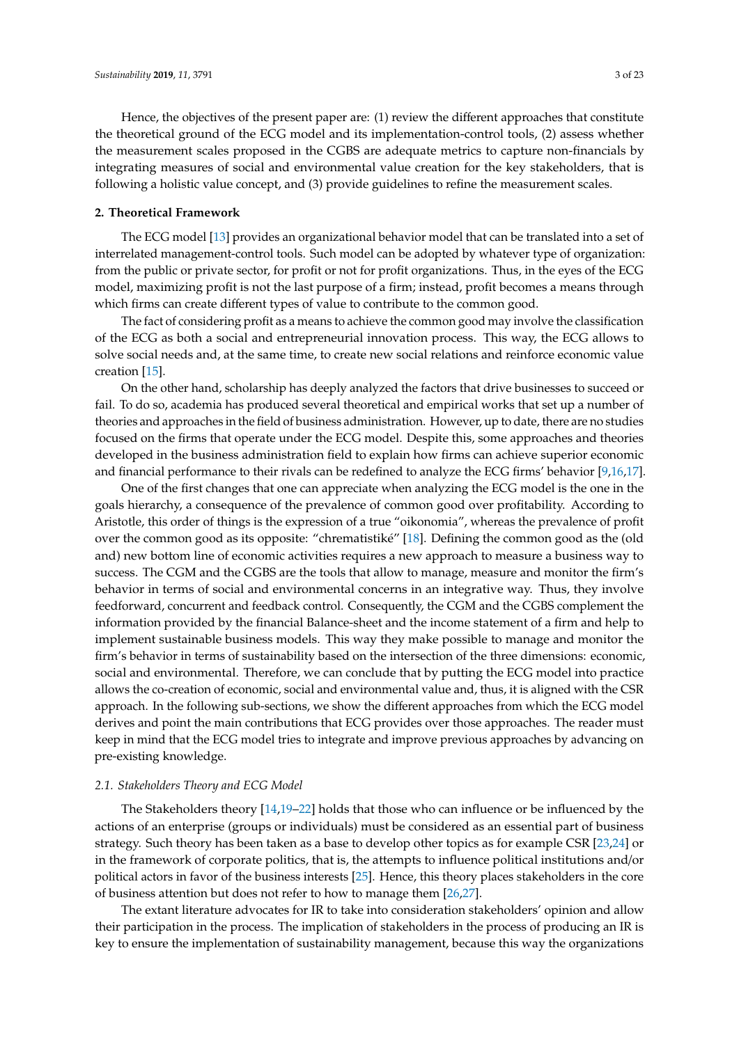Hence, the objectives of the present paper are: (1) review the different approaches that constitute the theoretical ground of the ECG model and its implementation-control tools, (2) assess whether the measurement scales proposed in the CGBS are adequate metrics to capture non-financials by integrating measures of social and environmental value creation for the key stakeholders, that is following a holistic value concept, and (3) provide guidelines to refine the measurement scales.

## 2. Theoretical Framework

The ECG model [13] provides an organizational behavior model that can be translated into a set of interrelated management-control tools. Such model can be adopted by whatever type of organization: from the public or private sector, for profit or not for profit organizations. Thus, in the eyes of the ECG model, maximizing profit is not the last purpose of a firm; instead, profit becomes a means through which firms can create different types of value to contribute to the common good.

The fact of considering profit as a means to achieve the common good may involve the classification of the ECG as both a social and entrepreneurial innovation process. This way, the ECG allows to solve social needs and, at the same time, to create new social relations and reinforce economic value creation [15].

On the other hand, scholarship has deeply analyzed the factors that drive businesses to succeed or fail. To do so, academia has produced several theoretical and empirical works that set up a number of theories and approaches in the field of business administration. However, up to date, there are no studies focused on the firms that operate under the ECG model. Despite this, some approaches and theories developed in the business administration field to explain how firms can achieve superior economic and financial performance to their rivals can be redefined to analyze the ECG firms' behavior [9,16,17].

One of the first changes that one can appreciate when analyzing the ECG model is the one in the goals hierarchy, a consequence of the prevalence of common good over profitability. According to Aristotle, this order of things is the expression of a true "oikonomia", whereas the prevalence of profit over the common good as its opposite: "chrematistiké" [18]. Defining the common good as the (old and) new bottom line of economic activities requires a new approach to measure a business way to success. The CGM and the CGBS are the tools that allow to manage, measure and monitor the firm's behavior in terms of social and environmental concerns in an integrative way. Thus, they involve feedforward, concurrent and feedback control. Consequently, the CGM and the CGBS complement the information provided by the financial Balance-sheet and the income statement of a firm and help to implement sustainable business models. This way they make possible to manage and monitor the firm's behavior in terms of sustainability based on the intersection of the three dimensions: economic, social and environmental. Therefore, we can conclude that by putting the ECG model into practice allows the co-creation of economic, social and environmental value and, thus, it is aligned with the CSR approach. In the following sub-sections, we show the different approaches from which the ECG model derives and point the main contributions that ECG provides over those approaches. The reader must keep in mind that the ECG model tries to integrate and improve previous approaches by advancing on pre-existing knowledge.

### *2.1. Stakeholders Theory and ECG Model*

The Stakeholders theory [14,19–22] holds that those who can influence or be influenced by the actions of an enterprise (groups or individuals) must be considered as an essential part of business strategy. Such theory has been taken as a base to develop other topics as for example CSR [23,24] or in the framework of corporate politics, that is, the attempts to influence political institutions and/or political actors in favor of the business interests [25]. Hence, this theory places stakeholders in the core of business attention but does not refer to how to manage them [26,27].

The extant literature advocates for IR to take into consideration stakeholders' opinion and allow their participation in the process. The implication of stakeholders in the process of producing an IR is key to ensure the implementation of sustainability management, because this way the organizations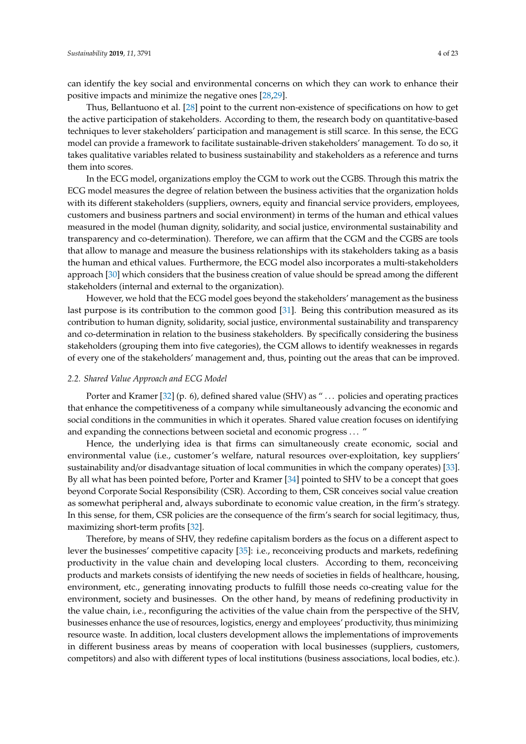can identify the key social and environmental concerns on which they can work to enhance their positive impacts and minimize the negative ones [28,29].

Thus, Bellantuono et al. [28] point to the current non-existence of specifications on how to get the active participation of stakeholders. According to them, the research body on quantitative-based techniques to lever stakeholders' participation and management is still scarce. In this sense, the ECG model can provide a framework to facilitate sustainable-driven stakeholders' management. To do so, it takes qualitative variables related to business sustainability and stakeholders as a reference and turns them into scores.

In the ECG model, organizations employ the CGM to work out the CGBS. Through this matrix the ECG model measures the degree of relation between the business activities that the organization holds with its different stakeholders (suppliers, owners, equity and financial service providers, employees, customers and business partners and social environment) in terms of the human and ethical values measured in the model (human dignity, solidarity, and social justice, environmental sustainability and transparency and co-determination). Therefore, we can affirm that the CGM and the CGBS are tools that allow to manage and measure the business relationships with its stakeholders taking as a basis the human and ethical values. Furthermore, the ECG model also incorporates a multi-stakeholders approach [30] which considers that the business creation of value should be spread among the different stakeholders (internal and external to the organization).

However, we hold that the ECG model goes beyond the stakeholders' management as the business last purpose is its contribution to the common good [31]. Being this contribution measured as its contribution to human dignity, solidarity, social justice, environmental sustainability and transparency and co-determination in relation to the business stakeholders. By specifically considering the business stakeholders (grouping them into five categories), the CGM allows to identify weaknesses in regards of every one of the stakeholders' management and, thus, pointing out the areas that can be improved.

### *2.2. Shared Value Approach and ECG Model*

Porter and Kramer [32] (p. 6), defined shared value (SHV) as " ... policies and operating practices that enhance the competitiveness of a company while simultaneously advancing the economic and social conditions in the communities in which it operates. Shared value creation focuses on identifying and expanding the connections between societal and economic progress ... "

Hence, the underlying idea is that firms can simultaneously create economic, social and environmental value (i.e., customer's welfare, natural resources over-exploitation, key suppliers' sustainability and/or disadvantage situation of local communities in which the company operates) [33]. By all what has been pointed before, Porter and Kramer [34] pointed to SHV to be a concept that goes beyond Corporate Social Responsibility (CSR). According to them, CSR conceives social value creation as somewhat peripheral and, always subordinate to economic value creation, in the firm's strategy. In this sense, for them, CSR policies are the consequence of the firm's search for social legitimacy, thus, maximizing short-term profits [32].

Therefore, by means of SHV, they redefine capitalism borders as the focus on a different aspect to lever the businesses' competitive capacity [35]: i.e., reconceiving products and markets, redefining productivity in the value chain and developing local clusters. According to them, reconceiving products and markets consists of identifying the new needs of societies in fields of healthcare, housing, environment, etc., generating innovating products to fulfill those needs co-creating value for the environment, society and businesses. On the other hand, by means of redefining productivity in the value chain, i.e., reconfiguring the activities of the value chain from the perspective of the SHV, businesses enhance the use of resources, logistics, energy and employees' productivity, thus minimizing resource waste. In addition, local clusters development allows the implementations of improvements in different business areas by means of cooperation with local businesses (suppliers, customers, competitors) and also with different types of local institutions (business associations, local bodies, etc.).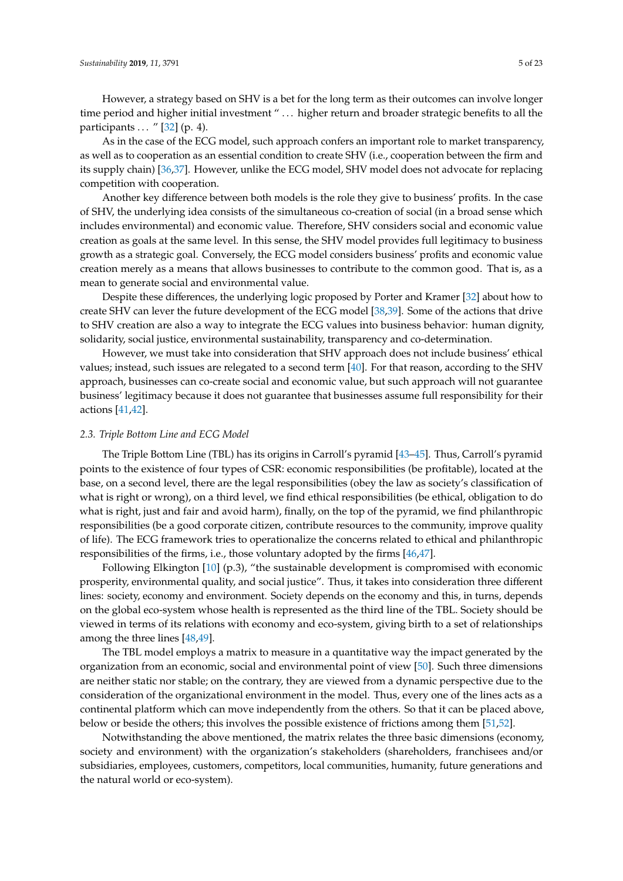However, a strategy based on SHV is a bet for the long term as their outcomes can involve longer time period and higher initial investment " ... higher return and broader strategic benefits to all the participants ... " [32] (p. 4).

As in the case of the ECG model, such approach confers an important role to market transparency, as well as to cooperation as an essential condition to create SHV (i.e., cooperation between the firm and its supply chain) [36,37]. However, unlike the ECG model, SHV model does not advocate for replacing competition with cooperation.

Another key difference between both models is the role they give to business' profits. In the case of SHV, the underlying idea consists of the simultaneous co-creation of social (in a broad sense which includes environmental) and economic value. Therefore, SHV considers social and economic value creation as goals at the same level. In this sense, the SHV model provides full legitimacy to business growth as a strategic goal. Conversely, the ECG model considers business' profits and economic value creation merely as a means that allows businesses to contribute to the common good. That is, as a mean to generate social and environmental value.

Despite these differences, the underlying logic proposed by Porter and Kramer [32] about how to create SHV can lever the future development of the ECG model [38,39]. Some of the actions that drive to SHV creation are also a way to integrate the ECG values into business behavior: human dignity, solidarity, social justice, environmental sustainability, transparency and co-determination.

However, we must take into consideration that SHV approach does not include business' ethical values; instead, such issues are relegated to a second term [40]. For that reason, according to the SHV approach, businesses can co-create social and economic value, but such approach will not guarantee business' legitimacy because it does not guarantee that businesses assume full responsibility for their actions [41,42].

### 2.3. Triple Bottom Line and ECG Model

The Triple Bottom Line (TBL) has its origins in Carroll's pyramid [43–45]. Thus, Carroll's pyramid points to the existence of four types of CSR: economic responsibilities (be profitable), located at the base, on a second level, there are the legal responsibilities (obey the law as society's classification of what is right or wrong), on a third level, we find ethical responsibilities (be ethical, obligation to do what is right, just and fair and avoid harm), finally, on the top of the pyramid, we find philanthropic responsibilities (be a good corporate citizen, contribute resources to the community, improve quality of life). The ECG framework tries to operationalize the concerns related to ethical and philanthropic responsibilities of the firms, i.e., those voluntary adopted by the firms [46,47].

Following Elkington [10] (p.3), "the sustainable development is compromised with economic prosperity, environmental quality, and social justice". Thus, it takes into consideration three different lines: society, economy and environment. Society depends on the economy and this, in turns, depends on the global eco-system whose health is represented as the third line of the TBL. Society should be viewed in terms of its relations with economy and eco-system, giving birth to a set of relationships among the three lines [48,49].

The TBL model employs a matrix to measure in a quantitative way the impact generated by the organization from an economic, social and environmental point of view [50]. Such three dimensions are neither static nor stable; on the contrary, they are viewed from a dynamic perspective due to the consideration of the organizational environment in the model. Thus, every one of the lines acts as a continental platform which can move independently from the others. So that it can be placed above, below or beside the others; this involves the possible existence of frictions among them [51,52].

Notwithstanding the above mentioned, the matrix relates the three basic dimensions (economy, society and environment) with the organization's stakeholders (shareholders, franchisees and/or subsidiaries, employees, customers, competitors, local communities, humanity, future generations and the natural world or eco-system).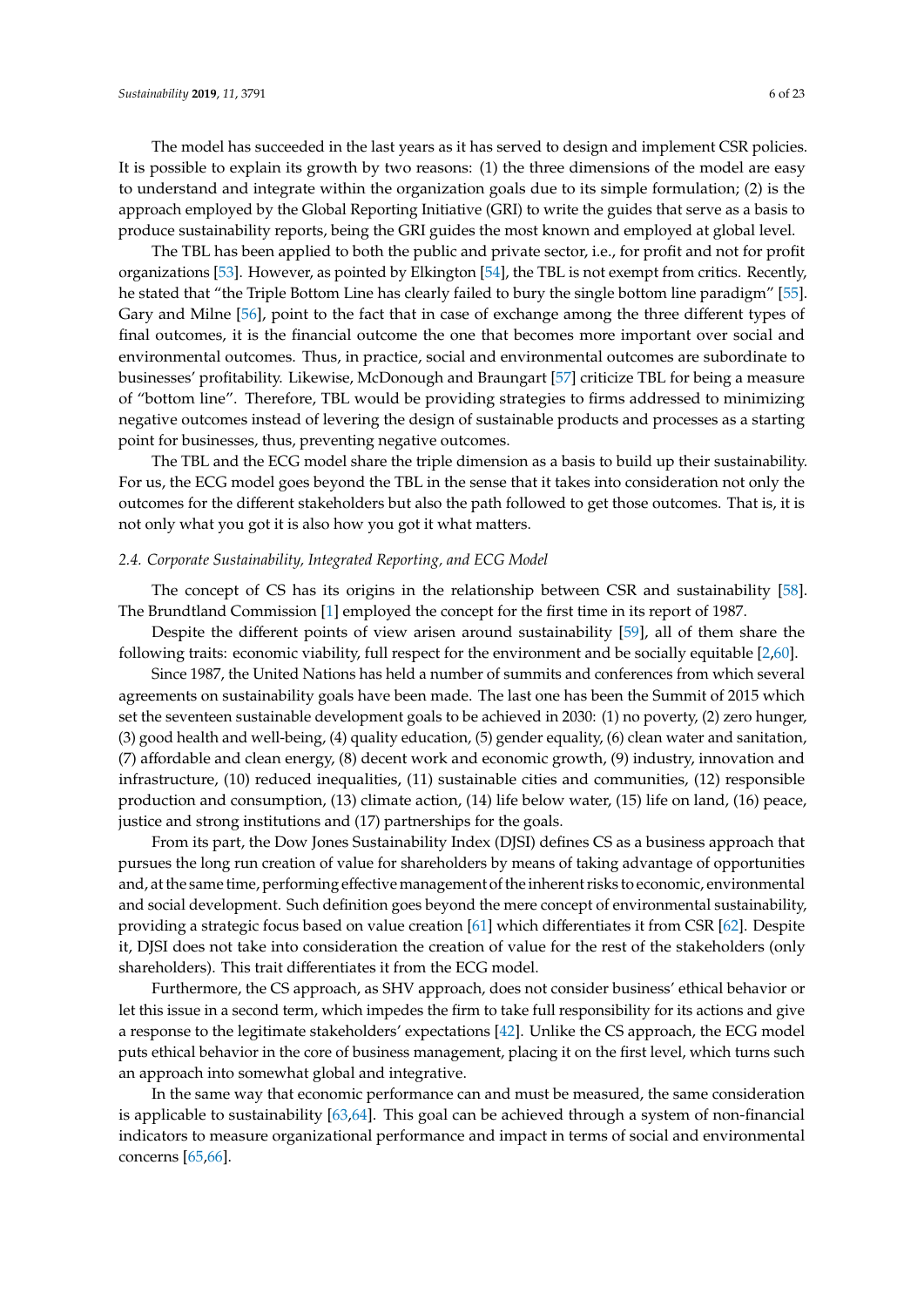The model has succeeded in the last years as it has served to design and implement CSR policies. It is possible to explain its growth by two reasons: (1) the three dimensions of the model are easy to understand and integrate within the organization goals due to its simple formulation; (2) is the approach employed by the Global Reporting Initiative (GRI) to write the guides that serve as a basis to produce sustainability reports, being the GRI guides the most known and employed at global level.

The TBL has been applied to both the public and private sector, i.e., for profit and not for profit organizations [53]. However, as pointed by Elkington [54], the TBL is not exempt from critics. Recently, he stated that "the Triple Bottom Line has clearly failed to bury the single bottom line paradigm" [55]. Gary and Milne [56], point to the fact that in case of exchange among the three different types of final outcomes, it is the financial outcome the one that becomes more important over social and environmental outcomes. Thus, in practice, social and environmental outcomes are subordinate to businesses' profitability. Likewise, McDonough and Braungart [57] criticize TBL for being a measure of "bottom line". Therefore, TBL would be providing strategies to firms addressed to minimizing negative outcomes instead of levering the design of sustainable products and processes as a starting point for businesses, thus, preventing negative outcomes.

The TBL and the ECG model share the triple dimension as a basis to build up their sustainability. For us, the ECG model goes beyond the TBL in the sense that it takes into consideration not only the outcomes for the different stakeholders but also the path followed to get those outcomes. That is, it is not only what you got it is also how you got it what matters.

### *2.4. Corporate Sustainability, Integrated Reporting, and ECG Model*

The concept of CS has its origins in the relationship between CSR and sustainability [58]. The Brundtland Commission [1] employed the concept for the first time in its report of 1987.

Despite the different points of view arisen around sustainability [59], all of them share the following traits: economic viability, full respect for the environment and be socially equitable [2,60].

Since 1987, the United Nations has held a number of summits and conferences from which several agreements on sustainability goals have been made. The last one has been the Summit of 2015 which set the seventeen sustainable development goals to be achieved in 2030: (1) no poverty, (2) zero hunger, (3) good health and well-being, (4) quality education, (5) gender equality, (6) clean water and sanitation, (7) affordable and clean energy, (8) decent work and economic growth, (9) industry, innovation and infrastructure, (10) reduced inequalities, (11) sustainable cities and communities, (12) responsible production and consumption, (13) climate action, (14) life below water, (15) life on land, (16) peace, justice and strong institutions and (17) partnerships for the goals.

From its part, the Dow Jones Sustainability Index (DJSI) defines CS as a business approach that pursues the long run creation of value for shareholders by means of taking advantage of opportunities and, at the same time, performing effective management of the inherent risks to economic, environmental and social development. Such definition goes beyond the mere concept of environmental sustainability, providing a strategic focus based on value creation [61] which differentiates it from CSR [62]. Despite it, DJSI does not take into consideration the creation of value for the rest of the stakeholders (only shareholders). This trait differentiates it from the ECG model.

Furthermore, the CS approach, as SHV approach, does not consider business' ethical behavior or let this issue in a second term, which impedes the firm to take full responsibility for its actions and give a response to the legitimate stakeholders' expectations [42]. Unlike the CS approach, the ECG model puts ethical behavior in the core of business management, placing it on the first level, which turns such an approach into somewhat global and integrative.

In the same way that economic performance can and must be measured, the same consideration is applicable to sustainability [63,64]. This goal can be achieved through a system of non-financial indicators to measure organizational performance and impact in terms of social and environmental concerns [65,66].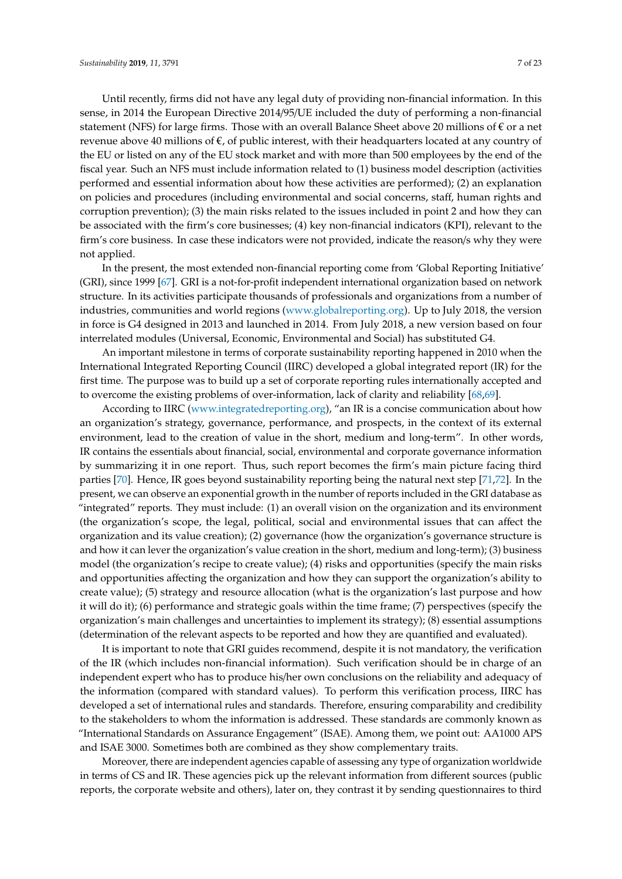Until recently, firms did not have any legal duty of providing non-financial information. In this sense, in 2014 the European Directive 2014/95/UE included the duty of performing a non-financial statement (NFS) for large firms. Those with an overall Balance Sheet above 20 millions of € or a net revenue above 40 millions of €, of public interest, with their headquarters located at any country of the EU or listed on any of the EU stock market and with more than 500 employees by the end of the fiscal year. Such an NFS must include information related to (1) business model description (activities performed and essential information about how these activities are performed); (2) an explanation on policies and procedures (including environmental and social concerns, staff, human rights and corruption prevention); (3) the main risks related to the issues included in point 2 and how they can be associated with the firm's core businesses; (4) key non-financial indicators (KPI), relevant to the firm's core business. In case these indicators were not provided, indicate the reason/s why they were not applied.

In the present, the most extended non-financial reporting come from 'Global Reporting Initiative' (GRI), since 1999 [67]. GRI is a not-for-profit independent international organization based on network structure. In its activities participate thousands of professionals and organizations from a number of industries, communities and world regions (www.globalreporting.org). Up to July 2018, the version in force is G4 designed in 2013 and launched in 2014. From July 2018, a new version based on four interrelated modules (Universal, Economic, Environmental and Social) has substituted G4.

An important milestone in terms of corporate sustainability reporting happened in 2010 when the International Integrated Reporting Council (IIRC) developed a global integrated report (IR) for the first time. The purpose was to build up a set of corporate reporting rules internationally accepted and to overcome the existing problems of over-information, lack of clarity and reliability [68,69].

According to IIRC (www.integratedreporting.org), "an IR is a concise communication about how an organization's strategy, governance, performance, and prospects, in the context of its external environment, lead to the creation of value in the short, medium and long-term". In other words, IR contains the essentials about financial, social, environmental and corporate governance information by summarizing it in one report. Thus, such report becomes the firm's main picture facing third parties [70]. Hence, IR goes beyond sustainability reporting being the natural next step [71,72]. In the present, we can observe an exponential growth in the number of reports included in the GRI database as "integrated" reports. They must include: (1) an overall vision on the organization and its environment (the organization's scope, the legal, political, social and environmental issues that can affect the organization and its value creation); (2) governance (how the organization's governance structure is and how it can lever the organization's value creation in the short, medium and long-term); (3) business model (the organization's recipe to create value); (4) risks and opportunities (specify the main risks and opportunities affecting the organization and how they can support the organization's ability to create value); (5) strategy and resource allocation (what is the organization's last purpose and how it will do it); (6) performance and strategic goals within the time frame; (7) perspectives (specify the organization's main challenges and uncertainties to implement its strategy); (8) essential assumptions (determination of the relevant aspects to be reported and how they are quantified and evaluated).

It is important to note that GRI guides recommend, despite it is not mandatory, the verification of the IR (which includes non-financial information). Such verification should be in charge of an independent expert who has to produce his/her own conclusions on the reliability and adequacy of the information (compared with standard values). To perform this verification process, IIRC has developed a set of international rules and standards. Therefore, ensuring comparability and credibility to the stakeholders to whom the information is addressed. These standards are commonly known as "International Standards on Assurance Engagement" (ISAE). Among them, we point out: AA1000 APS and ISAE 3000. Sometimes both are combined as they show complementary traits.

Moreover, there are independent agencies capable of assessing any type of organization worldwide in terms of CS and IR. These agencies pick up the relevant information from different sources (public reports, the corporate website and others), later on, they contrast it by sending questionnaires to third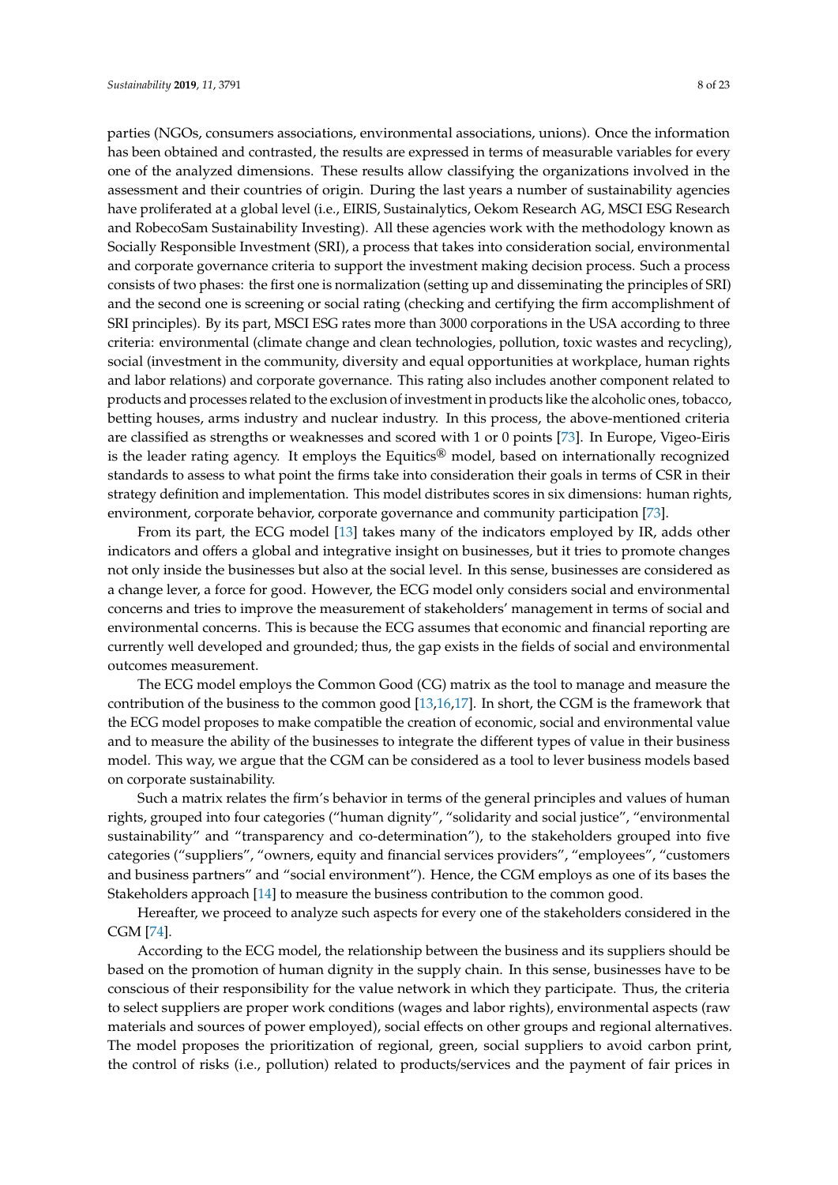parties (NGOs, consumers associations, environmental associations, unions). Once the information has been obtained and contrasted, the results are expressed in terms of measurable variables for every one of the analyzed dimensions. These results allow classifying the organizations involved in the assessment and their countries of origin. During the last years a number of sustainability agencies have proliferated at a global level (i.e., EIRIS, Sustainalytics, Oekom Research AG, MSCI ESG Research and RobecoSam Sustainability Investing). All these agencies work with the methodology known as Socially Responsible Investment (SRI), a process that takes into consideration social, environmental and corporate governance criteria to support the investment making decision process. Such a process consists of two phases: the first one is normalization (setting up and disseminating the principles of SRI) and the second one is screening or social rating (checking and certifying the firm accomplishment of SRI principles). By its part, MSCI ESG rates more than 3000 corporations in the USA according to three criteria: environmental (climate change and clean technologies, pollution, toxic wastes and recycling), social (investment in the community, diversity and equal opportunities at workplace, human rights and labor relations) and corporate governance. This rating also includes another component related to products and processes related to the exclusion of investment in products like the alcoholic ones, tobacco, betting houses, arms industry and nuclear industry. In this process, the above-mentioned criteria are classified as strengths or weaknesses and scored with 1 or 0 points [73]. In Europe, Vigeo-Eiris is the leader rating agency. It employs the Equitics® model, based on internationally recognized standards to assess to what point the firms take into consideration their goals in terms of CSR in their strategy definition and implementation. This model distributes scores in six dimensions: human rights, environment, corporate behavior, corporate governance and community participation [73].

From its part, the ECG model [13] takes many of the indicators employed by IR, adds other indicators and offers a global and integrative insight on businesses, but it tries to promote changes not only inside the businesses but also at the social level. In this sense, businesses are considered as a change lever, a force for good. However, the ECG model only considers social and environmental concerns and tries to improve the measurement of stakeholders' management in terms of social and environmental concerns. This is because the ECG assumes that economic and financial reporting are currently well developed and grounded; thus, the gap exists in the fields of social and environmental outcomes measurement.

The ECG model employs the Common Good (CG) matrix as the tool to manage and measure the contribution of the business to the common good [13,16,17]. In short, the CGM is the framework that the ECG model proposes to make compatible the creation of economic, social and environmental value and to measure the ability of the businesses to integrate the different types of value in their business model. This way, we argue that the CGM can be considered as a tool to lever business models based on corporate sustainability.

Such a matrix relates the firm's behavior in terms of the general principles and values of human rights, grouped into four categories ("human dignity", "solidarity and social justice", "environmental sustainability" and "transparency and co-determination"), to the stakeholders grouped into five categories ("suppliers", "owners, equity and financial services providers", "employees", "customers and business partners" and "social environment"). Hence, the CGM employs as one of its bases the Stakeholders approach [14] to measure the business contribution to the common good.

Hereafter, we proceed to analyze such aspects for every one of the stakeholders considered in the CGM [74].

According to the ECG model, the relationship between the business and its suppliers should be based on the promotion of human dignity in the supply chain. In this sense, businesses have to be conscious of their responsibility for the value network in which they participate. Thus, the criteria to select suppliers are proper work conditions (wages and labor rights), environmental aspects (raw materials and sources of power employed), social effects on other groups and regional alternatives. The model proposes the prioritization of regional, green, social suppliers to avoid carbon print, the control of risks (i.e., pollution) related to products/services and the payment of fair prices in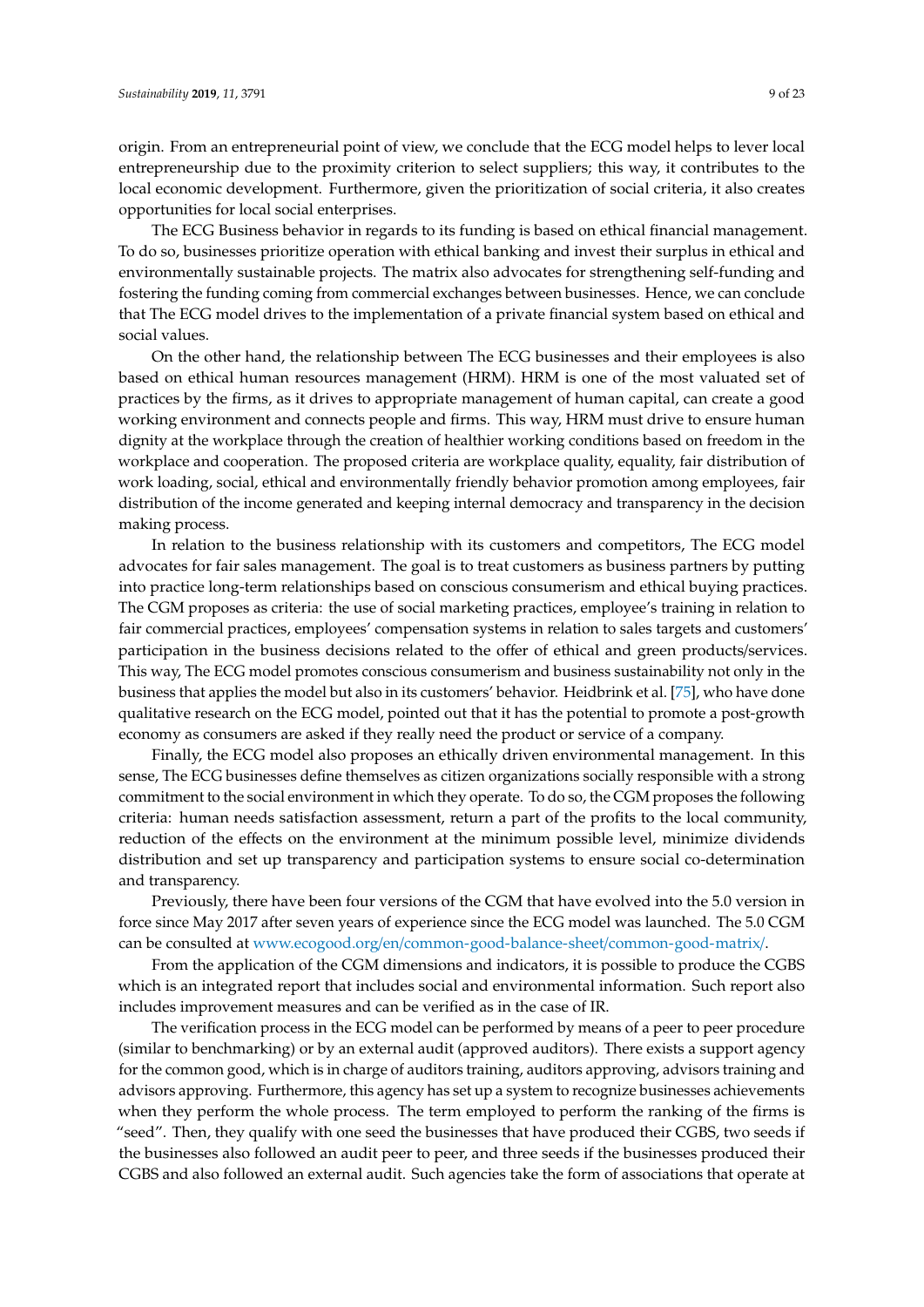origin. From an entrepreneurial point of view, we conclude that the ECG model helps to lever local entrepreneurship due to the proximity criterion to select suppliers; this way, it contributes to the local economic development. Furthermore, given the prioritization of social criteria, it also creates opportunities for local social enterprises.

The ECG Business behavior in regards to its funding is based on ethical financial management. To do so, businesses prioritize operation with ethical banking and invest their surplus in ethical and environmentally sustainable projects. The matrix also advocates for strengthening self-funding and fostering the funding coming from commercial exchanges between businesses. Hence, we can conclude that The ECG model drives to the implementation of a private financial system based on ethical and social values.

On the other hand, the relationship between The ECG businesses and their employees is also based on ethical human resources management (HRM). HRM is one of the most valuated set of practices by the firms, as it drives to appropriate management of human capital, can create a good working environment and connects people and firms. This way, HRM must drive to ensure human dignity at the workplace through the creation of healthier working conditions based on freedom in the workplace and cooperation. The proposed criteria are workplace quality, equality, fair distribution of work loading, social, ethical and environmentally friendly behavior promotion among employees, fair distribution of the income generated and keeping internal democracy and transparency in the decision making process.

In relation to the business relationship with its customers and competitors, The ECG model advocates for fair sales management. The goal is to treat customers as business partners by putting into practice long-term relationships based on conscious consumerism and ethical buying practices. The CGM proposes as criteria: the use of social marketing practices, employee's training in relation to fair commercial practices, employees' compensation systems in relation to sales targets and customers' participation in the business decisions related to the offer of ethical and green products/services. This way, The ECG model promotes conscious consumerism and business sustainability not only in the business that applies the model but also in its customers' behavior. Heidbrink et al. [75], who have done qualitative research on the ECG model, pointed out that it has the potential to promote a post-growth economy as consumers are asked if they really need the product or service of a company.

Finally, the ECG model also proposes an ethically driven environmental management. In this sense, The ECG businesses define themselves as citizen organizations socially responsible with a strong commitment to the social environment in which they operate. To do so, the CGM proposes the following criteria: human needs satisfaction assessment, return a part of the profits to the local community, reduction of the effects on the environment at the minimum possible level, minimize dividends distribution and set up transparency and participation systems to ensure social co-determination and transparency.

Previously, there have been four versions of the CGM that have evolved into the 5.0 version in force since May 2017 after seven years of experience since the ECG model was launched. The 5.0 CGM can be consulted at www.ecogood.org/en/common-good-balance-sheet/common-good-matrix/.

From the application of the CGM dimensions and indicators, it is possible to produce the CGBS which is an integrated report that includes social and environmental information. Such report also includes improvement measures and can be verified as in the case of IR.

The verification process in the ECG model can be performed by means of a peer to peer procedure (similar to benchmarking) or by an external audit (approved auditors). There exists a support agency for the common good, which is in charge of auditors training, auditors approving, advisors training and advisors approving. Furthermore, this agency has set up a system to recognize businesses achievements when they perform the whole process. The term employed to perform the ranking of the firms is "seed". Then, they qualify with one seed the businesses that have produced their CGBS, two seeds if the businesses also followed an audit peer to peer, and three seeds if the businesses produced their CGBS and also followed an external audit. Such agencies take the form of associations that operate at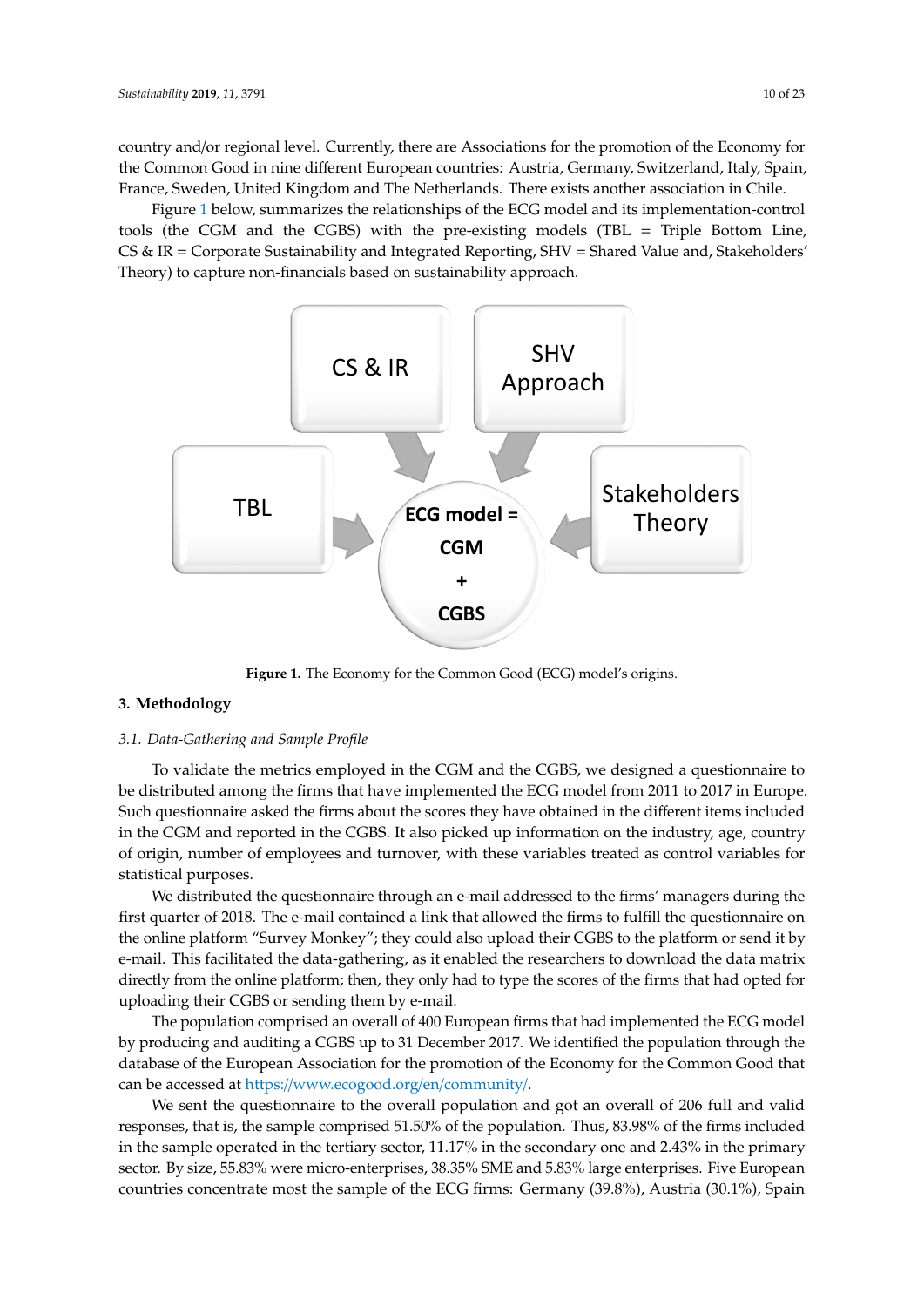country and/or regional level. Currently, there are Associations for the promotion of the Economy for the Common Good in nine different European countries: Austria, Germany, Switzerland, Italy, Spain, France, Sweden, United Kingdom and The Netherlands. There exists another association in Chile.

Figure 1 below, summarizes the relationships of the ECG model and its implementation-control tools (the CGM and the CGBS) with the pre-existing models (TBL = Triple Bottom Line, CS & IR = Corporate Sustainability and Integrated Reporting, SHV = Shared Value and, Stakeholders' Theory) to capture non-financials based on sustainability approach.

CS & IR

SHV Approach

TBL

ECG model = CGM + CGBS

Stakeholders Theory

**Figure 1.** The Economy for the Common Good (ECG) model's origins.

## 3. Methodology

### *3.1. Data-Gathering and Sample Profile*

To validate the metrics employed in the CGM and the CGBS, we designed a questionnaire to be distributed among the firms that have implemented the ECG model from 2011 to 2017 in Europe. Such questionnaire asked the firms about the scores they have obtained in the different items included in the CGM and reported in the CGBS. It also picked up information on the industry, age, country of origin, number of employees and turnover, with these variables treated as control variables for statistical purposes.

We distributed the questionnaire through an e-mail addressed to the firms' managers during the first quarter of 2018. The e-mail contained a link that allowed the firms to fulfill the questionnaire on the online platform "Survey Monkey"; they could also upload their CGBS to the platform or send it by e-mail. This facilitated the data-gathering, as it enabled the researchers to download the data matrix directly from the online platform; then, they only had to type the scores of the firms that had opted for uploading their CGBS or sending them by e-mail.

The population comprised an overall of 400 European firms that had implemented the ECG model by producing and auditing a CGBS up to 31 December 2017. We identified the population through the database of the European Association for the promotion of the Economy for the Common Good that can be accessed at https://www.ecogood.org/en/community/.

We sent the questionnaire to the overall population and got an overall of 206 full and valid responses, that is, the sample comprised 51.50% of the population. Thus, 83.98% of the firms included in the sample operated in the tertiary sector, 11.17% in the secondary one and 2.43% in the primary sector. By size, 55.83% were micro-enterprises, 38.35% SME and 5.83% large enterprises. Five European countries concentrate most the sample of the ECG firms: Germany (39.8%), Austria (30.1%), Spain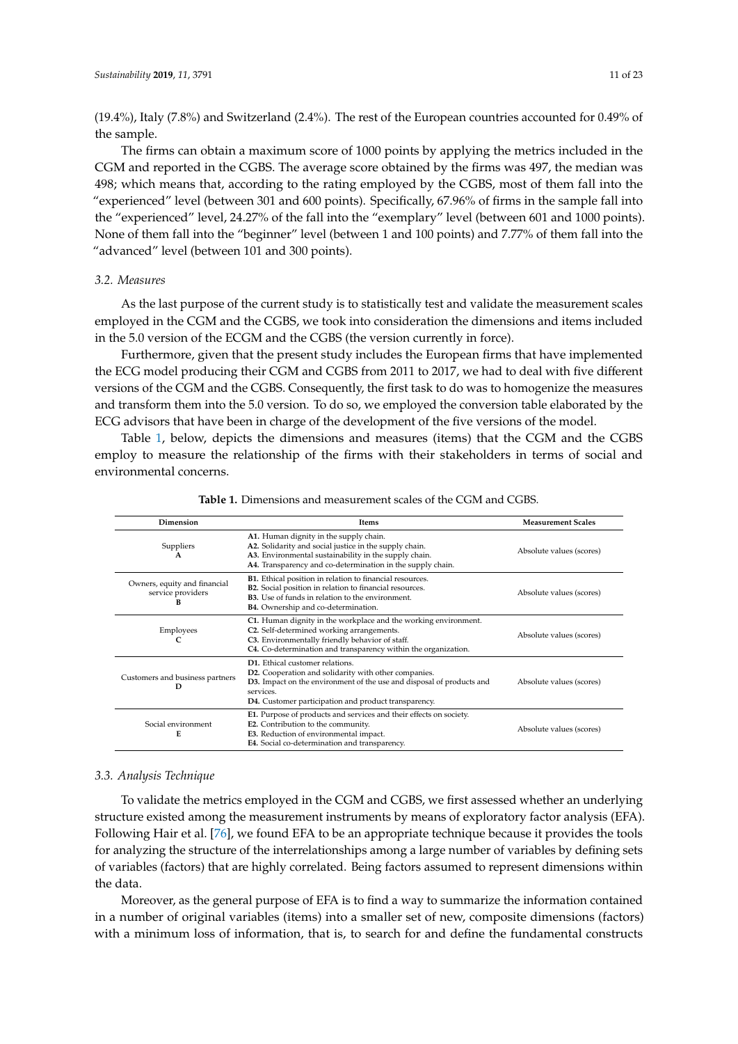(19.4%), Italy (7.8%) and Switzerland (2.4%). The rest of the European countries accounted for 0.49% of the sample.

The firms can obtain a maximum score of 1000 points by applying the metrics included in the CGM and reported in the CGBS. The average score obtained by the firms was 497, the median was 498; which means that, according to the rating employed by the CGBS, most of them fall into the "experienced" level (between 301 and 600 points). Specifically, 67.96% of firms in the sample fall into the "experienced" level, 24.27% of the fall into the "exemplary" level (between 601 and 1000 points). None of them fall into the "beginner" level (between 1 and 100 points) and 7.77% of them fall into the "advanced" level (between 101 and 300 points).

### *3.2. Measures*

As the last purpose of the current study is to statistically test and validate the measurement scales employed in the CGM and the CGBS, we took into consideration the dimensions and items included in the 5.0 version of the ECGM and the CGBS (the version currently in force).

Furthermore, given that the present study includes the European firms that have implemented the ECG model producing their CGM and CGBS from 2011 to 2017, we had to deal with five different versions of the CGM and the CGBS. Consequently, the first task to do was to homogenize the measures and transform them into the 5.0 version. To do so, we employed the conversion table elaborated by the ECG advisors that have been in charge of the development of the five versions of the model.

Table 1, below, depicts the dimensions and measures (items) that the CGM and the CGBS employ to measure the relationship of the firms with their stakeholders in terms of social and environmental concerns.

**Table 1.** Dimensions and measurement scales of the CGM and CGBS.

| Dimension | Items | Measurement Scales |
|---|---|---|
| Suppliers **A** | **A1.** Human dignity in the supply chain.<br>**A2.** Solidarity and social justice in the supply chain.<br>**A3.** Environmental sustainability in the supply chain.<br>**A4.** Transparency and co-determination in the supply chain. | Absolute values (scores) |
| Owners, equity and financial service providers **B** | **B1.** Ethical position in relation to financial resources.<br>**B2.** Social position in relation to financial resources.<br>**B3.** Use of funds in relation to the environment.<br>**B4.** Ownership and co-determination. | Absolute values (scores) |
| Employees **C** | **C1.** Human dignity in the workplace and the working environment.<br>**C2.** Self-determined working arrangements.<br>**C3.** Environmentally friendly behavior of staff.<br>**C4.** Co-determination and transparency within the organization. | Absolute values (scores) |
| Customers and business partners **D** | **D1.** Ethical customer relations.<br>**D2.** Cooperation and solidarity with other companies.<br>**D3.** Impact on the environment of the use and disposal of products and services.<br>**D4.** Customer participation and product transparency. | Absolute values (scores) |
| Social environment **E** | **E1.** Purpose of products and services and their effects on society.<br>**E2.** Contribution to the community.<br>**E3.** Reduction of environmental impact.<br>**E4.** Social co-determination and transparency. | Absolute values (scores) |

### *3.3. Analysis Technique*

To validate the metrics employed in the CGM and CGBS, we first assessed whether an underlying structure existed among the measurement instruments by means of exploratory factor analysis (EFA). Following Hair et al. [76], we found EFA to be an appropriate technique because it provides the tools for analyzing the structure of the interrelationships among a large number of variables by defining sets of variables (factors) that are highly correlated. Being factors assumed to represent dimensions within the data.

Moreover, as the general purpose of EFA is to find a way to summarize the information contained in a number of original variables (items) into a smaller set of new, composite dimensions (factors) with a minimum loss of information, that is, to search for and define the fundamental constructs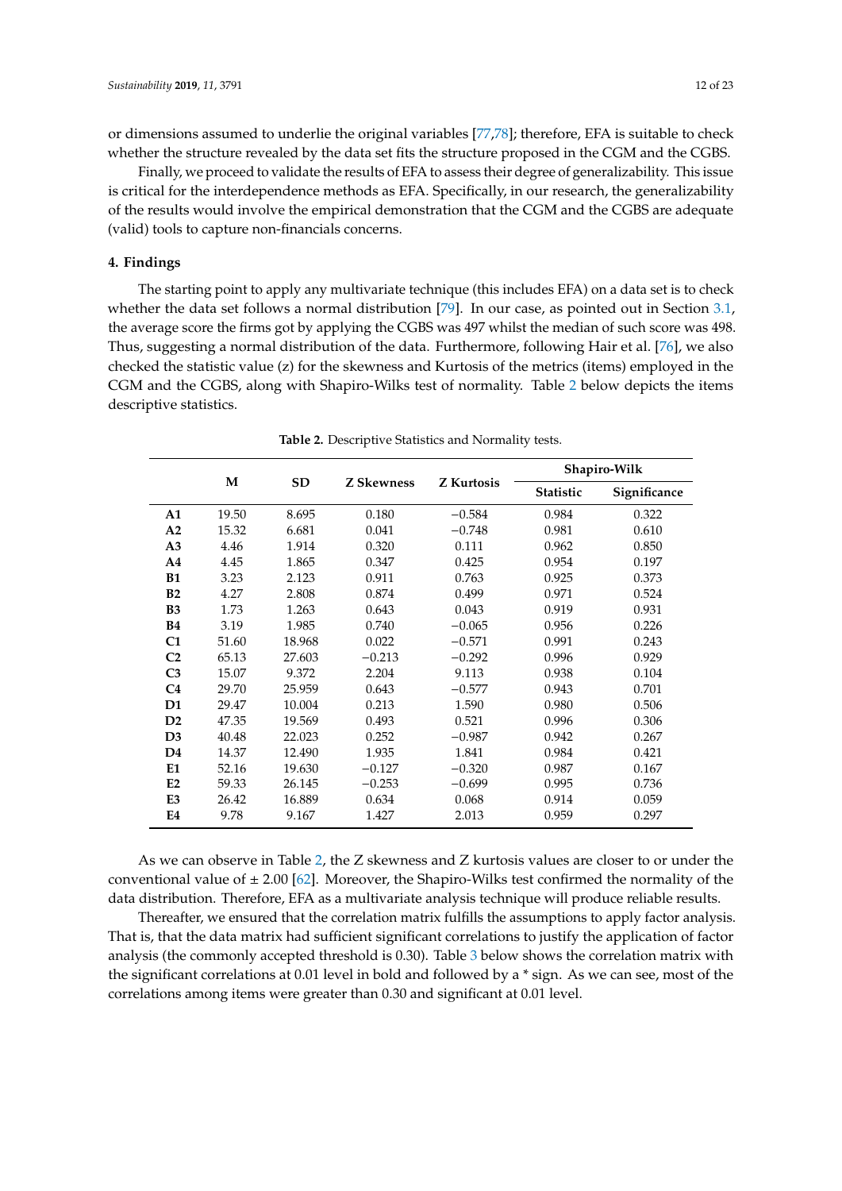or dimensions assumed to underlie the original variables [77,78]; therefore, EFA is suitable to check whether the structure revealed by the data set fits the structure proposed in the CGM and the CGBS.

Finally, we proceed to validate the results of EFA to assess their degree of generalizability. This issue is critical for the interdependence methods as EFA. Specifically, in our research, the generalizability of the results would involve the empirical demonstration that the CGM and the CGBS are adequate (valid) tools to capture non-financials concerns.

## 4. Findings

The starting point to apply any multivariate technique (this includes EFA) on a data set is to check whether the data set follows a normal distribution [79]. In our case, as pointed out in Section 3.1, the average score the firms got by applying the CGBS was 497 whilst the median of such score was 498. Thus, suggesting a normal distribution of the data. Furthermore, following Hair et al. [76], we also checked the statistic value (z) for the skewness and Kurtosis of the metrics (items) employed in the CGM and the CGBS, along with Shapiro-Wilks test of normality. Table 2 below depicts the items descriptive statistics.

**Table 2.** Descriptive Statistics and Normality tests.

| | M | SD | Z Skewness | Z Kurtosis | Shapiro-Wilk | |
|---|---|---|---|---|---|---|
| | | | | | Statistic | Significance |
| **A1** | 19.50 | 8.695 | 0.180 | −0.584 | 0.984 | 0.322 |
| **A2** | 15.32 | 6.681 | 0.041 | −0.748 | 0.981 | 0.610 |
| **A3** | 4.46 | 1.914 | 0.320 | 0.111 | 0.962 | 0.850 |
| **A4** | 4.45 | 1.865 | 0.347 | 0.425 | 0.954 | 0.197 |
| **B1** | 3.23 | 2.123 | 0.911 | 0.763 | 0.925 | 0.373 |
| **B2** | 4.27 | 2.808 | 0.874 | 0.499 | 0.971 | 0.524 |
| **B3** | 1.73 | 1.263 | 0.643 | 0.043 | 0.919 | 0.931 |
| **B4** | 3.19 | 1.985 | 0.740 | −0.065 | 0.956 | 0.226 |
| **C1** | 51.60 | 18.968 | 0.022 | −0.571 | 0.991 | 0.243 |
| **C2** | 65.13 | 27.603 | −0.213 | −0.292 | 0.996 | 0.929 |
| **C3** | 15.07 | 9.372 | 2.204 | 9.113 | 0.938 | 0.104 |
| **C4** | 29.70 | 25.959 | 0.643 | −0.577 | 0.943 | 0.701 |
| **D1** | 29.47 | 10.004 | 0.213 | 1.590 | 0.980 | 0.506 |
| **D2** | 47.35 | 19.569 | 0.493 | 0.521 | 0.996 | 0.306 |
| **D3** | 40.48 | 22.023 | 0.252 | −0.987 | 0.942 | 0.267 |
| **D4** | 14.37 | 12.490 | 1.935 | 1.841 | 0.984 | 0.421 |
| **E1** | 52.16 | 19.630 | −0.127 | −0.320 | 0.987 | 0.167 |
| **E2** | 59.33 | 26.145 | −0.253 | −0.699 | 0.995 | 0.736 |
| **E3** | 26.42 | 16.889 | 0.634 | 0.068 | 0.914 | 0.059 |
| **E4** | 9.78 | 9.167 | 1.427 | 2.013 | 0.959 | 0.297 |

As we can observe in Table 2, the Z skewness and Z kurtosis values are closer to or under the conventional value of ± 2.00 [62]. Moreover, the Shapiro-Wilks test confirmed the normality of the data distribution. Therefore, EFA as a multivariate analysis technique will produce reliable results.

Thereafter, we ensured that the correlation matrix fulfills the assumptions to apply factor analysis. That is, that the data matrix had sufficient significant correlations to justify the application of factor analysis (the commonly accepted threshold is 0.30). Table 3 below shows the correlation matrix with the significant correlations at 0.01 level in bold and followed by a * sign. As we can see, most of the correlations among items were greater than 0.30 and significant at 0.01 level.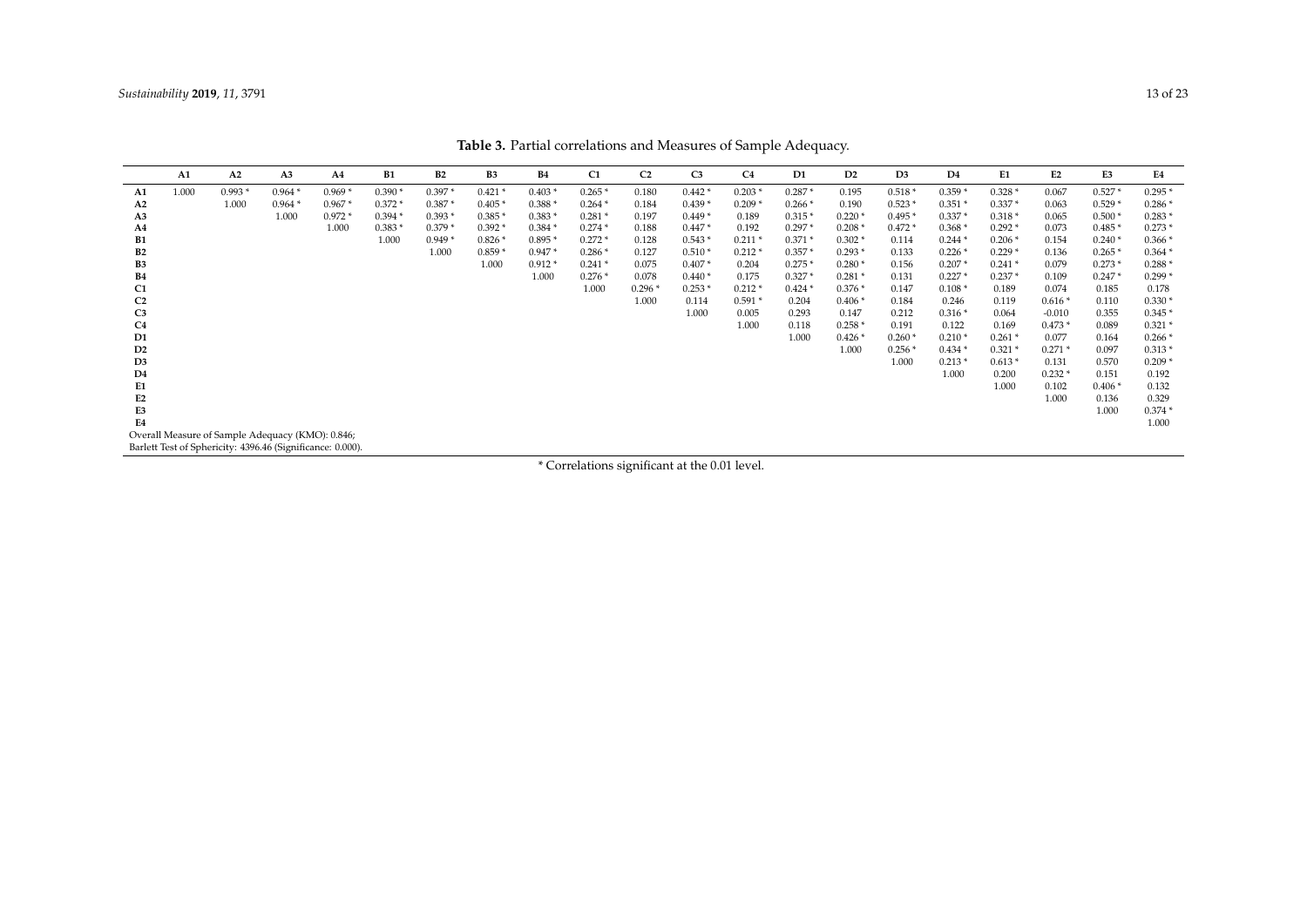**Table 3.** Partial correlations and Measures of Sample Adequacy.

| | A1 | A2 | A3 | A4 | B1 | B2 | B3 | B4 | C1 | C2 | C3 | C4 | D1 | D2 | D3 | D4 | E1 | E2 | E3 | E4 |
|---|---|---|---|---|---|---|---|---|---|---|---|---|---|---|---|---|---|---|---|---|
| **A1** | 1.000 | 0.993 * | 0.964 * | 0.969 * | 0.390 * | 0.397 * | 0.421 * | 0.403 * | 0.265 * | 0.180 | 0.442 * | 0.203 * | 0.287 * | 0.195 | 0.518 * | 0.359 * | 0.328 * | 0.067 | 0.527 * | 0.295 * |
| **A2** | | 1.000 | 0.964 * | 0.967 * | 0.372 * | 0.387 * | 0.405 * | 0.388 * | 0.264 * | 0.184 | 0.439 * | 0.209 * | 0.266 * | 0.190 | 0.523 * | 0.351 * | 0.337 * | 0.063 | 0.529 * | 0.286 * |
| **A3** | | | 1.000 | 0.972 * | 0.394 * | 0.393 * | 0.385 * | 0.383 * | 0.281 * | 0.197 | 0.449 * | 0.189 | 0.315 * | 0.220 * | 0.495 * | 0.337 * | 0.318 * | 0.065 | 0.500 * | 0.283 * |
| **A4** | | | | 1.000 | 0.383 * | 0.379 * | 0.392 * | 0.384 * | 0.274 * | 0.188 | 0.447 * | 0.192 | 0.297 * | 0.208 * | 0.472 * | 0.368 * | 0.292 * | 0.073 | 0.485 * | 0.273 * |
| **B1** | | | | | 1.000 | 0.949 * | 0.826 * | 0.895 * | 0.272 * | 0.128 | 0.543 * | 0.211 * | 0.371 * | 0.302 * | 0.114 | 0.244 * | 0.206 * | 0.154 | 0.240 * | 0.366 * |
| **B2** | | | | | | 1.000 | 0.859 * | 0.947 * | 0.286 * | 0.127 | 0.510 * | 0.212 * | 0.357 * | 0.293 * | 0.133 | 0.226 * | 0.229 * | 0.136 | 0.265 * | 0.364 * |
| **B3** | | | | | | | 1.000 | 0.912 * | 0.241 * | 0.075 | 0.407 * | 0.204 | 0.275 * | 0.280 * | 0.156 | 0.207 * | 0.241 * | 0.079 | 0.273 * | 0.288 * |
| **B4** | | | | | | | | 1.000 | 0.276 * | 0.078 | 0.440 * | 0.175 | 0.327 * | 0.281 * | 0.131 | 0.227 * | 0.237 * | 0.109 | 0.247 * | 0.299 * |
| **C1** | | | | | | | | | 1.000 | 0.296 * | 0.253 * | 0.212 * | 0.424 * | 0.376 * | 0.147 | 0.108 * | 0.189 | 0.074 | 0.185 | 0.178 |
| **C2** | | | | | | | | | | 1.000 | 0.114 | 0.591 * | 0.204 | 0.406 * | 0.184 | 0.246 | 0.119 | 0.616 * | 0.110 | 0.330 * |
| **C3** | | | | | | | | | | | 1.000 | 0.005 | 0.293 | 0.147 | 0.212 | 0.316 * | 0.064 | -0.010 | 0.355 | 0.345 * |
| **C4** | | | | | | | | | | | | 1.000 | 0.118 | 0.258 * | 0.191 | 0.122 | 0.169 | 0.473 * | 0.089 | 0.321 * |
| **D1** | | | | | | | | | | | | | 1.000 | 0.426 * | 0.260 * | 0.210 * | 0.261 * | 0.077 | 0.164 | 0.266 * |
| **D2** | | | | | | | | | | | | | | 1.000 | 0.256 * | 0.434 * | 0.321 * | 0.271 * | 0.097 | 0.313 * |
| **D3** | | | | | | | | | | | | | | | 1.000 | 0.213 * | 0.613 * | 0.131 | 0.570 | 0.209 * |
| **D4** | | | | | | | | | | | | | | | | 1.000 | 0.200 | 0.232 * | 0.151 | 0.192 |
| **E1** | | | | | | | | | | | | | | | | | 1.000 | 0.102 | 0.406 * | 0.132 |
| **E2** | | | | | | | | | | | | | | | | | | 1.000 | 0.136 | 0.329 |
| **E3** | | | | | | | | | | | | | | | | | | | 1.000 | 0.374 * |
| **E4** | | | | | | | | | | | | | | | | | | | | 1.000 |

Overall Measure of Sample Adequacy (KMO): 0.846;
Barlett Test of Sphericity: 4396.46 (Significance: 0.000).

\* Correlations significant at the 0.01 level.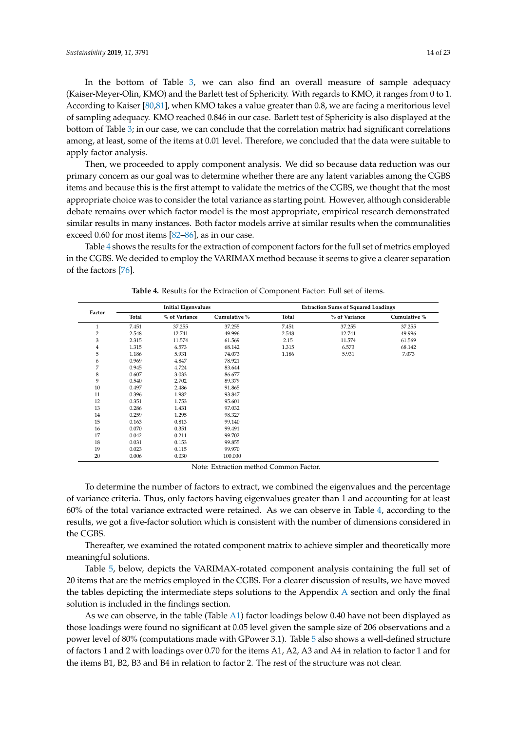In the bottom of Table 3, we can also find an overall measure of sample adequacy (Kaiser-Meyer-Olin, KMO) and the Barlett test of Sphericity. With regards to KMO, it ranges from 0 to 1. According to Kaiser [80,81], when KMO takes a value greater than 0.8, we are facing a meritorious level of sampling adequacy. KMO reached 0.846 in our case. Barlett test of Sphericity is also displayed at the bottom of Table 3; in our case, we can conclude that the correlation matrix had significant correlations among, at least, some of the items at 0.01 level. Therefore, we concluded that the data were suitable to apply factor analysis.

Then, we proceeded to apply component analysis. We did so because data reduction was our primary concern as our goal was to determine whether there are any latent variables among the CGBS items and because this is the first attempt to validate the metrics of the CGBS, we thought that the most appropriate choice was to consider the total variance as starting point. However, although considerable debate remains over which factor model is the most appropriate, empirical research demonstrated similar results in many instances. Both factor models arrive at similar results when the communalities exceed 0.60 for most items [82–86], as in our case.

Table 4 shows the results for the extraction of component factors for the full set of metrics employed in the CGBS. We decided to employ the VARIMAX method because it seems to give a clearer separation of the factors [76].

**Table 4.** Results for the Extraction of Component Factor: Full set of items.

| Factor | Initial Eigenvalues | | | Extraction Sums of Squared Loadings | | |
|---|---|---|---|---|---|---|
| | Total | % of Variance | Cumulative % | Total | % of Variance | Cumulative % |
| 1 | 7.451 | 37.255 | 37.255 | 7.451 | 37.255 | 37.255 |
| 2 | 2.548 | 12.741 | 49.996 | 2.548 | 12.741 | 49.996 |
| 3 | 2.315 | 11.574 | 61.569 | 2.15 | 11.574 | 61.569 |
| 4 | 1.315 | 6.573 | 68.142 | 1.315 | 6.573 | 68.142 |
| 5 | 1.186 | 5.931 | 74.073 | 1.186 | 5.931 | 7.073 |
| 6 | 0.969 | 4.847 | 78.921 | | | |
| 7 | 0.945 | 4.724 | 83.644 | | | |
| 8 | 0.607 | 3.033 | 86.677 | | | |
| 9 | 0.540 | 2.702 | 89.379 | | | |
| 10 | 0.497 | 2.486 | 91.865 | | | |
| 11 | 0.396 | 1.982 | 93.847 | | | |
| 12 | 0.351 | 1.753 | 95.601 | | | |
| 13 | 0.286 | 1.431 | 97.032 | | | |
| 14 | 0.259 | 1.295 | 98.327 | | | |
| 15 | 0.163 | 0.813 | 99.140 | | | |
| 16 | 0.070 | 0.351 | 99.491 | | | |
| 17 | 0.042 | 0.211 | 99.702 | | | |
| 18 | 0.031 | 0.153 | 99.855 | | | |
| 19 | 0.023 | 0.115 | 99.970 | | | |
| 20 | 0.006 | 0.030 | 100.000 | | | |

Note: Extraction method Common Factor.

To determine the number of factors to extract, we combined the eigenvalues and the percentage of variance criteria. Thus, only factors having eigenvalues greater than 1 and accounting for at least 60% of the total variance extracted were retained. As we can observe in Table 4, according to the results, we got a five-factor solution which is consistent with the number of dimensions considered in the CGBS.

Thereafter, we examined the rotated component matrix to achieve simpler and theoretically more meaningful solutions.

Table 5, below, depicts the VARIMAX-rotated component analysis containing the full set of 20 items that are the metrics employed in the CGBS. For a clearer discussion of results, we have moved the tables depicting the intermediate steps solutions to the Appendix A section and only the final solution is included in the findings section.

As we can observe, in the table (Table A1) factor loadings below 0.40 have not been displayed as those loadings were found no significant at 0.05 level given the sample size of 206 observations and a power level of 80% (computations made with GPower 3.1). Table 5 also shows a well-defined structure of factors 1 and 2 with loadings over 0.70 for the items A1, A2, A3 and A4 in relation to factor 1 and for the items B1, B2, B3 and B4 in relation to factor 2. The rest of the structure was not clear.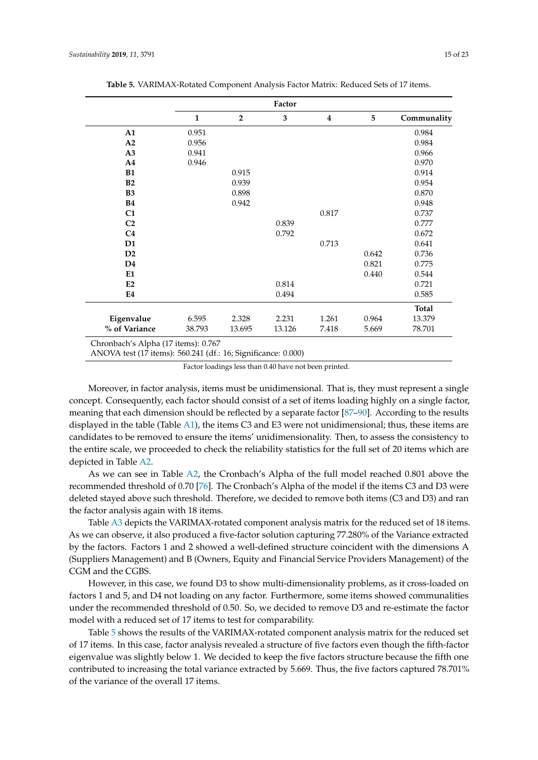**Table 5.** VARIMAX-Rotated Component Analysis Factor Matrix: Reduced Sets of 17 items.

| | Factor | | | | | |
|---|---|---|---|---|---|---|
| | **1** | **2** | **3** | **4** | **5** | **Communality** |
| **A1** | 0.951 | | | | | 0.984 |
| **A2** | 0.956 | | | | | 0.984 |
| **A3** | 0.941 | | | | | 0.966 |
| **A4** | 0.946 | | | | | 0.970 |
| **B1** | | 0.915 | | | | 0.914 |
| **B2** | | 0.939 | | | | 0.954 |
| **B3** | | 0.898 | | | | 0.870 |
| **B4** | | 0.942 | | | | 0.948 |
| **C1** | | | | 0.817 | | 0.737 |
| **C2** | | | 0.839 | | | 0.777 |
| **C4** | | | 0.792 | | | 0.672 |
| **D1** | | | | 0.713 | | 0.641 |
| **D2** | | | | | 0.642 | 0.736 |
| **D4** | | | | | 0.821 | 0.775 |
| **E1** | | | | | 0.440 | 0.544 |
| **E2** | | | 0.814 | | | 0.721 |
| **E4** | | | 0.494 | | | 0.585 |
| | | | | | | **Total** |
| **Eigenvalue** | 6.595 | 2.328 | 2.231 | 1.261 | 0.964 | 13.379 |
| **% of Variance** | 38.793 | 13.695 | 13.126 | 7.418 | 5.669 | 78.701 |

Chronbach's Alpha (17 items): 0.767
ANOVA test (17 items): 560.241 (df.: 16; Significance: 0.000)

Factor loadings less than 0.40 have not been printed.

Moreover, in factor analysis, items must be unidimensional. That is, they must represent a single concept. Consequently, each factor should consist of a set of items loading highly on a single factor, meaning that each dimension should be reflected by a separate factor [87–90]. According to the results displayed in the table (Table A1), the items C3 and E3 were not unidimensional; thus, these items are candidates to be removed to ensure the items' unidimensionality. Then, to assess the consistency to the entire scale, we proceeded to check the reliability statistics for the full set of 20 items which are depicted in Table A2.

As we can see in Table A2, the Cronbach's Alpha of the full model reached 0.801 above the recommended threshold of 0.70 [76]. The Cronbach's Alpha of the model if the items C3 and D3 were deleted stayed above such threshold. Therefore, we decided to remove both items (C3 and D3) and ran the factor analysis again with 18 items.

Table A3 depicts the VARIMAX-rotated component analysis matrix for the reduced set of 18 items. As we can observe, it also produced a five-factor solution capturing 77.280% of the Variance extracted by the factors. Factors 1 and 2 showed a well-defined structure coincident with the dimensions A (Suppliers Management) and B (Owners, Equity and Financial Service Providers Management) of the CGM and the CGBS.

However, in this case, we found D3 to show multi-dimensionality problems, as it cross-loaded on factors 1 and 5, and D4 not loading on any factor. Furthermore, some items showed communalities under the recommended threshold of 0.50. So, we decided to remove D3 and re-estimate the factor model with a reduced set of 17 items to test for comparability.

Table 5 shows the results of the VARIMAX-rotated component analysis matrix for the reduced set of 17 items. In this case, factor analysis revealed a structure of five factors even though the fifth-factor eigenvalue was slightly below 1. We decided to keep the five factors structure because the fifth one contributed to increasing the total variance extracted by 5.669. Thus, the five factors captured 78.701% of the variance of the overall 17 items.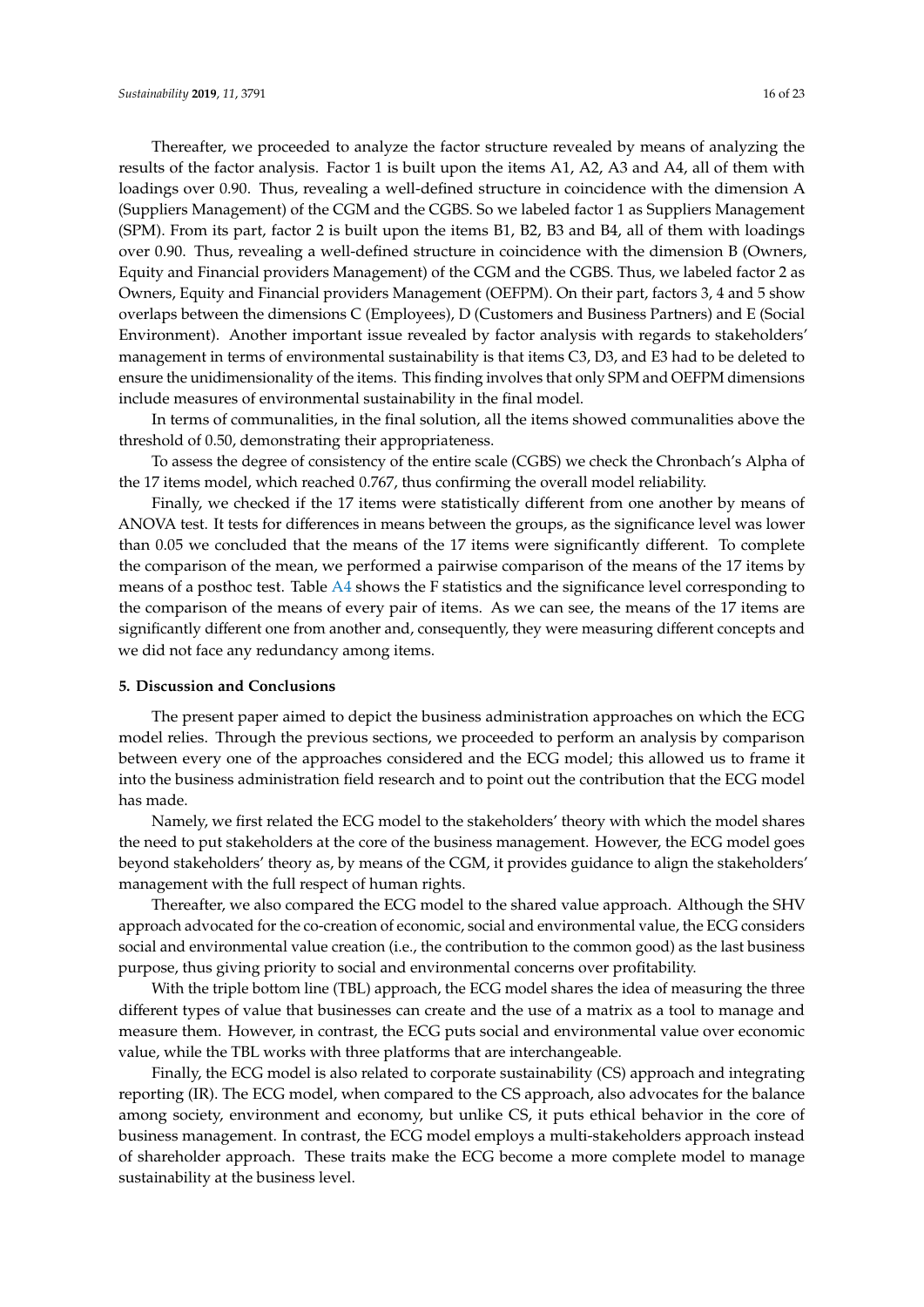Thereafter, we proceeded to analyze the factor structure revealed by means of analyzing the results of the factor analysis. Factor 1 is built upon the items A1, A2, A3 and A4, all of them with loadings over 0.90. Thus, revealing a well-defined structure in coincidence with the dimension A (Suppliers Management) of the CGM and the CGBS. So we labeled factor 1 as Suppliers Management (SPM). From its part, factor 2 is built upon the items B1, B2, B3 and B4, all of them with loadings over 0.90. Thus, revealing a well-defined structure in coincidence with the dimension B (Owners, Equity and Financial providers Management) of the CGM and the CGBS. Thus, we labeled factor 2 as Owners, Equity and Financial providers Management (OEFPM). On their part, factors 3, 4 and 5 show overlaps between the dimensions C (Employees), D (Customers and Business Partners) and E (Social Environment). Another important issue revealed by factor analysis with regards to stakeholders' management in terms of environmental sustainability is that items C3, D3, and E3 had to be deleted to ensure the unidimensionality of the items. This finding involves that only SPM and OEFPM dimensions include measures of environmental sustainability in the final model.

In terms of communalities, in the final solution, all the items showed communalities above the threshold of 0.50, demonstrating their appropriateness.

To assess the degree of consistency of the entire scale (CGBS) we check the Chronbach's Alpha of the 17 items model, which reached 0.767, thus confirming the overall model reliability.

Finally, we checked if the 17 items were statistically different from one another by means of ANOVA test. It tests for differences in means between the groups, as the significance level was lower than 0.05 we concluded that the means of the 17 items were significantly different. To complete the comparison of the mean, we performed a pairwise comparison of the means of the 17 items by means of a posthoc test. Table A4 shows the F statistics and the significance level corresponding to the comparison of the means of every pair of items. As we can see, the means of the 17 items are significantly different one from another and, consequently, they were measuring different concepts and we did not face any redundancy among items.

## 5. Discussion and Conclusions

The present paper aimed to depict the business administration approaches on which the ECG model relies. Through the previous sections, we proceeded to perform an analysis by comparison between every one of the approaches considered and the ECG model; this allowed us to frame it into the business administration field research and to point out the contribution that the ECG model has made.

Namely, we first related the ECG model to the stakeholders' theory with which the model shares the need to put stakeholders at the core of the business management. However, the ECG model goes beyond stakeholders' theory as, by means of the CGM, it provides guidance to align the stakeholders' management with the full respect of human rights.

Thereafter, we also compared the ECG model to the shared value approach. Although the SHV approach advocated for the co-creation of economic, social and environmental value, the ECG considers social and environmental value creation (i.e., the contribution to the common good) as the last business purpose, thus giving priority to social and environmental concerns over profitability.

With the triple bottom line (TBL) approach, the ECG model shares the idea of measuring the three different types of value that businesses can create and the use of a matrix as a tool to manage and measure them. However, in contrast, the ECG puts social and environmental value over economic value, while the TBL works with three platforms that are interchangeable.

Finally, the ECG model is also related to corporate sustainability (CS) approach and integrating reporting (IR). The ECG model, when compared to the CS approach, also advocates for the balance among society, environment and economy, but unlike CS, it puts ethical behavior in the core of business management. In contrast, the ECG model employs a multi-stakeholders approach instead of shareholder approach. These traits make the ECG become a more complete model to manage sustainability at the business level.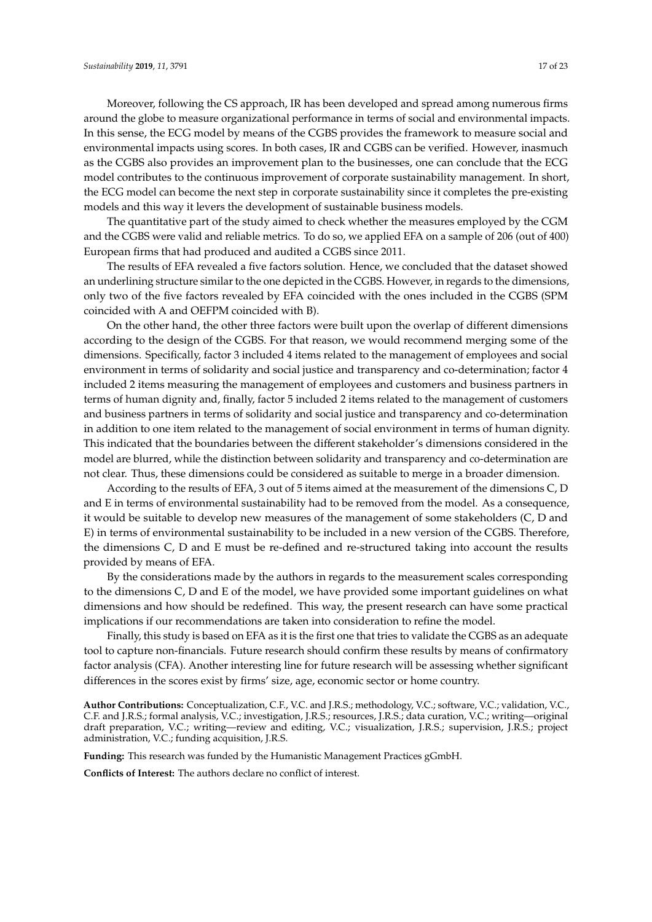Moreover, following the CS approach, IR has been developed and spread among numerous firms around the globe to measure organizational performance in terms of social and environmental impacts. In this sense, the ECG model by means of the CGBS provides the framework to measure social and environmental impacts using scores. In both cases, IR and CGBS can be verified. However, inasmuch as the CGBS also provides an improvement plan to the businesses, one can conclude that the ECG model contributes to the continuous improvement of corporate sustainability management. In short, the ECG model can become the next step in corporate sustainability since it completes the pre-existing models and this way it levers the development of sustainable business models.

The quantitative part of the study aimed to check whether the measures employed by the CGM and the CGBS were valid and reliable metrics. To do so, we applied EFA on a sample of 206 (out of 400) European firms that had produced and audited a CGBS since 2011.

The results of EFA revealed a five factors solution. Hence, we concluded that the dataset showed an underlining structure similar to the one depicted in the CGBS. However, in regards to the dimensions, only two of the five factors revealed by EFA coincided with the ones included in the CGBS (SPM coincided with A and OEFPM coincided with B).

On the other hand, the other three factors were built upon the overlap of different dimensions according to the design of the CGBS. For that reason, we would recommend merging some of the dimensions. Specifically, factor 3 included 4 items related to the management of employees and social environment in terms of solidarity and social justice and transparency and co-determination; factor 4 included 2 items measuring the management of employees and customers and business partners in terms of human dignity and, finally, factor 5 included 2 items related to the management of customers and business partners in terms of solidarity and social justice and transparency and co-determination in addition to one item related to the management of social environment in terms of human dignity. This indicated that the boundaries between the different stakeholder's dimensions considered in the model are blurred, while the distinction between solidarity and transparency and co-determination are not clear. Thus, these dimensions could be considered as suitable to merge in a broader dimension.

According to the results of EFA, 3 out of 5 items aimed at the measurement of the dimensions C, D and E in terms of environmental sustainability had to be removed from the model. As a consequence, it would be suitable to develop new measures of the management of some stakeholders (C, D and E) in terms of environmental sustainability to be included in a new version of the CGBS. Therefore, the dimensions C, D and E must be re-defined and re-structured taking into account the results provided by means of EFA.

By the considerations made by the authors in regards to the measurement scales corresponding to the dimensions C, D and E of the model, we have provided some important guidelines on what dimensions and how should be redefined. This way, the present research can have some practical implications if our recommendations are taken into consideration to refine the model.

Finally, this study is based on EFA as it is the first one that tries to validate the CGBS as an adequate tool to capture non-financials. Future research should confirm these results by means of confirmatory factor analysis (CFA). Another interesting line for future research will be assessing whether significant differences in the scores exist by firms' size, age, economic sector or home country.

**Author Contributions:** Conceptualization, C.F., V.C. and J.R.S.; methodology, V.C.; software, V.C.; validation, V.C., C.F. and J.R.S.; formal analysis, V.C.; investigation, J.R.S.; resources, J.R.S.; data curation, V.C.; writing—original draft preparation, V.C.; writing—review and editing, V.C.; visualization, J.R.S.; supervision, J.R.S.; project administration, V.C.; funding acquisition, J.R.S.

**Funding:** This research was funded by the Humanistic Management Practices gGmbH.

**Conflicts of Interest:** The authors declare no conflict of interest.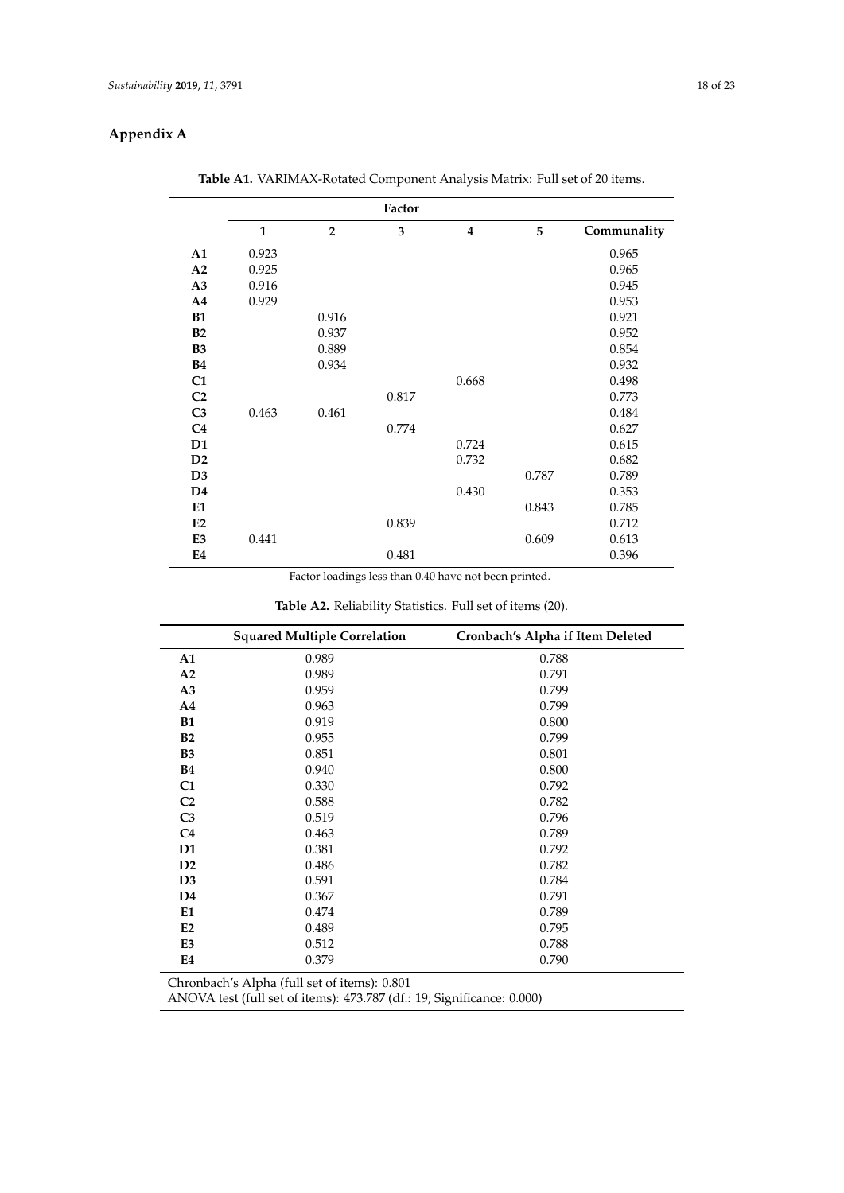## Appendix A

**Table A1.** VARIMAX-Rotated Component Analysis Matrix: Full set of 20 items.

| | Factor | | | | | |
|---|---|---|---|---|---|---|
| | **1** | **2** | **3** | **4** | **5** | **Communality** |
| **A1** | 0.923 | | | | | 0.965 |
| **A2** | 0.925 | | | | | 0.965 |
| **A3** | 0.916 | | | | | 0.945 |
| **A4** | 0.929 | | | | | 0.953 |
| **B1** | | 0.916 | | | | 0.921 |
| **B2** | | 0.937 | | | | 0.952 |
| **B3** | | 0.889 | | | | 0.854 |
| **B4** | | 0.934 | | | | 0.932 |
| **C1** | | | | 0.668 | | 0.498 |
| **C2** | | | 0.817 | | | 0.773 |
| **C3** | 0.463 | 0.461 | | | | 0.484 |
| **C4** | | | 0.774 | | | 0.627 |
| **D1** | | | | 0.724 | | 0.615 |
| **D2** | | | | 0.732 | | 0.682 |
| **D3** | | | | | 0.787 | 0.789 |
| **D4** | | | | 0.430 | | 0.353 |
| **E1** | | | | | 0.843 | 0.785 |
| **E2** | | | 0.839 | | | 0.712 |
| **E3** | 0.441 | | | | 0.609 | 0.613 |
| **E4** | | | 0.481 | | | 0.396 |

Factor loadings less than 0.40 have not been printed.

**Table A2.** Reliability Statistics. Full set of items (20).

| | Squared Multiple Correlation | Cronbach's Alpha if Item Deleted |
|---|---|---|
| **A1** | 0.989 | 0.788 |
| **A2** | 0.989 | 0.791 |
| **A3** | 0.959 | 0.799 |
| **A4** | 0.963 | 0.799 |
| **B1** | 0.919 | 0.800 |
| **B2** | 0.955 | 0.799 |
| **B3** | 0.851 | 0.801 |
| **B4** | 0.940 | 0.800 |
| **C1** | 0.330 | 0.792 |
| **C2** | 0.588 | 0.782 |
| **C3** | 0.519 | 0.796 |
| **C4** | 0.463 | 0.789 |
| **D1** | 0.381 | 0.792 |
| **D2** | 0.486 | 0.782 |
| **D3** | 0.591 | 0.784 |
| **D4** | 0.367 | 0.791 |
| **E1** | 0.474 | 0.789 |
| **E2** | 0.489 | 0.795 |
| **E3** | 0.512 | 0.788 |
| **E4** | 0.379 | 0.790 |

Chronbach's Alpha (full set of items): 0.801
ANOVA test (full set of items): 473.787 (df.: 19; Significance: 0.000)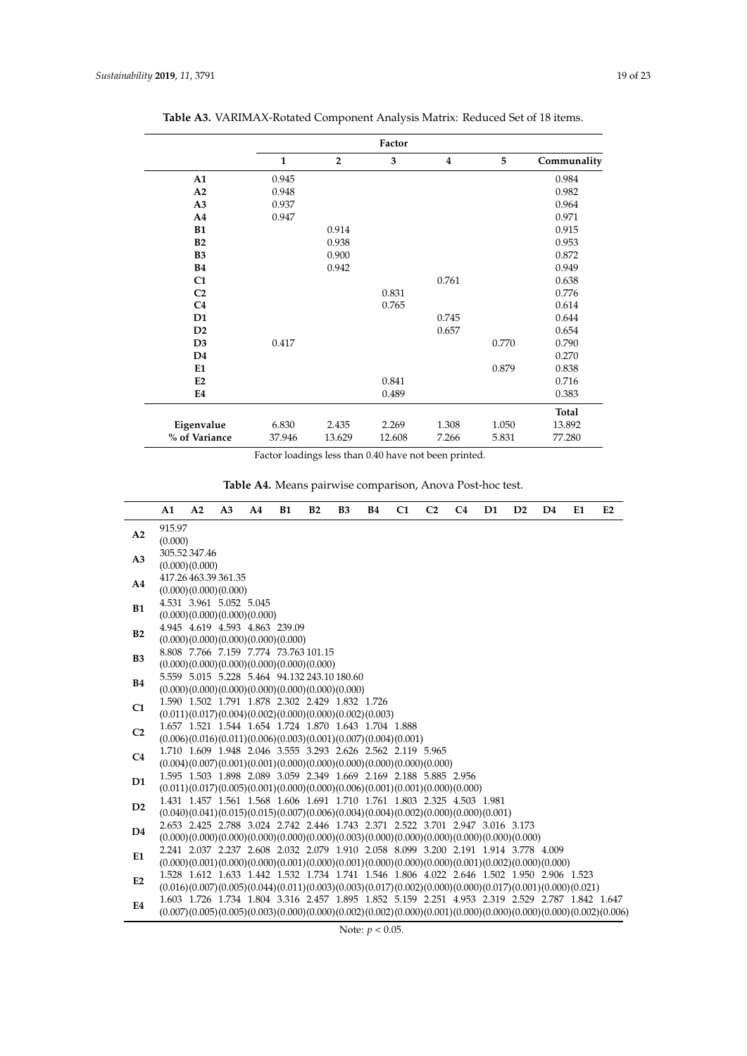**Table A3.** VARIMAX-Rotated Component Analysis Matrix: Reduced Set of 18 items.

| | Factor | | | | | |
|---|---|---|---|---|---|---|
| | **1** | **2** | **3** | **4** | **5** | **Communality** |
| **A1** | 0.945 | | | | | 0.984 |
| **A2** | 0.948 | | | | | 0.982 |
| **A3** | 0.937 | | | | | 0.964 |
| **A4** | 0.947 | | | | | 0.971 |
| **B1** | | 0.914 | | | | 0.915 |
| **B2** | | 0.938 | | | | 0.953 |
| **B3** | | 0.900 | | | | 0.872 |
| **B4** | | 0.942 | | | | 0.949 |
| **C1** | | | | 0.761 | | 0.638 |
| **C2** | | | 0.831 | | | 0.776 |
| **C4** | | | 0.765 | | | 0.614 |
| **D1** | | | | 0.745 | | 0.644 |
| **D2** | | | | 0.657 | | 0.654 |
| **D3** | 0.417 | | | | 0.770 | 0.790 |
| **D4** | | | | | | 0.270 |
| **E1** | | | | | 0.879 | 0.838 |
| **E2** | | | 0.841 | | | 0.716 |
| **E4** | | | 0.489 | | | 0.383 |
| | | | | | | **Total** |
| **Eigenvalue** | 6.830 | 2.435 | 2.269 | 1.308 | 1.050 | 13.892 |
| **% of Variance** | 37.946 | 13.629 | 12.608 | 7.266 | 5.831 | 77.280 |

Factor loadings less than 0.40 have not been printed.

**Table A4.** Means pairwise comparison, Anova Post-hoc test.

| | **A1** | **A2** | **A3** | **A4** | **B1** | **B2** | **B3** | **B4** | **C1** | **C2** | **C4** | **D1** | **D2** | **D4** | **E1** | **E2** |
|---|---|---|---|---|---|---|---|---|---|---|---|---|---|---|---|---|
| **A2** | 915.97 (0.000) | | | | | | | | | | | | | | | |
| **A3** | 305.52 (0.000) | 347.46 (0.000) | | | | | | | | | | | | | | |
| **A4** | 417.26 (0.000) | 463.39 (0.000) | 361.35 (0.000) | | | | | | | | | | | | | |
| **B1** | 4.531 (0.000) | 3.961 (0.000) | 5.052 (0.000) | 5.045 (0.000) | | | | | | | | | | | | |
| **B2** | 4.945 (0.000) | 4.619 (0.000) | 4.593 (0.000) | 4.863 (0.000) | 239.09 (0.000) | | | | | | | | | | | |
| **B3** | 8.808 (0.000) | 7.766 (0.000) | 7.159 (0.000) | 7.774 (0.000) | 73.763 (0.000) | 101.15 (0.000) | | | | | | | | | | |
| **B4** | 5.559 (0.000) | 5.015 (0.000) | 5.228 (0.000) | 5.464 (0.000) | 94.132 (0.000) | 243.10 (0.000) | 180.60 (0.000) | | | | | | | | | |
| **C1** | 1.590 (0.011) | 1.502 (0.017) | 1.791 (0.004) | 1.878 (0.002) | 2.302 (0.000) | 2.429 (0.000) | 1.832 (0.002) | 1.726 (0.003) | | | | | | | | |
| **C2** | 1.657 (0.006) | 1.521 (0.016) | 1.544 (0.011) | 1.654 (0.006) | 1.724 (0.003) | 1.870 (0.001) | 1.643 (0.007) | 1.704 (0.004) | 1.888 (0.001) | | | | | | | |
| **C4** | 1.710 (0.004) | 1.609 (0.007) | 1.948 (0.001) | 2.046 (0.001) | 3.555 (0.000) | 3.293 (0.000) | 2.626 (0.000) | 2.562 (0.000) | 2.119 (0.000) | 5.965 (0.000) | | | | | | |
| **D1** | 1.595 (0.011) | 1.503 (0.017) | 1.898 (0.005) | 2.089 (0.001) | 3.059 (0.000) | 2.349 (0.000) | 1.669 (0.006) | 2.169 (0.001) | 2.188 (0.001) | 5.885 (0.000) | 2.956 (0.000) | | | | | |
| **D2** | 1.431 (0.040) | 1.457 (0.041) | 1.561 (0.015) | 1.568 (0.015) | 1.606 (0.007) | 1.691 (0.006) | 1.710 (0.004) | 1.761 (0.004) | 1.803 (0.002) | 2.325 (0.000) | 4.503 (0.000) | 1.981 (0.001) | | | | |
| **D4** | 2.653 (0.000) | 2.425 (0.000) | 2.788 (0.000) | 3.024 (0.000) | 2.742 (0.000) | 2.446 (0.000) | 1.743 (0.003) | 2.371 (0.000) | 2.522 (0.000) | 3.701 (0.000) | 2.947 (0.000) | 3.016 (0.000) | 3.173 (0.000) | | | |
| **E1** | 2.241 (0.000) | 2.037 (0.001) | 2.237 (0.000) | 2.608 (0.000) | 2.032 (0.001) | 2.079 (0.000) | 1.910 (0.001) | 2.058 (0.000) | 8.099 (0.000) | 3.200 (0.000) | 2.191 (0.001) | 1.914 (0.002) | 3.778 (0.000) | 4.009 (0.000) | | |
| **E2** | 1.528 (0.016) | 1.612 (0.007) | 1.633 (0.005) | 1.442 (0.044) | 1.532 (0.011) | 1.734 (0.003) | 1.741 (0.003) | 1.546 (0.017) | 1.806 (0.002) | 4.022 (0.000) | 2.646 (0.000) | 1.502 (0.017) | 1.950 (0.001) | 2.906 (0.000) | 1.523 (0.021) | |
| **E4** | 1.603 (0.007) | 1.726 (0.005) | 1.734 (0.005) | 1.804 (0.003) | 3.316 (0.000) | 2.457 (0.000) | 1.895 (0.002) | 1.852 (0.002) | 5.159 (0.000) | 2.251 (0.001) | 4.953 (0.000) | 2.319 (0.000) | 2.529 (0.000) | 2.787 (0.000) | 1.842 (0.002) | 1.647 (0.006) |

Note: $p < 0.05$.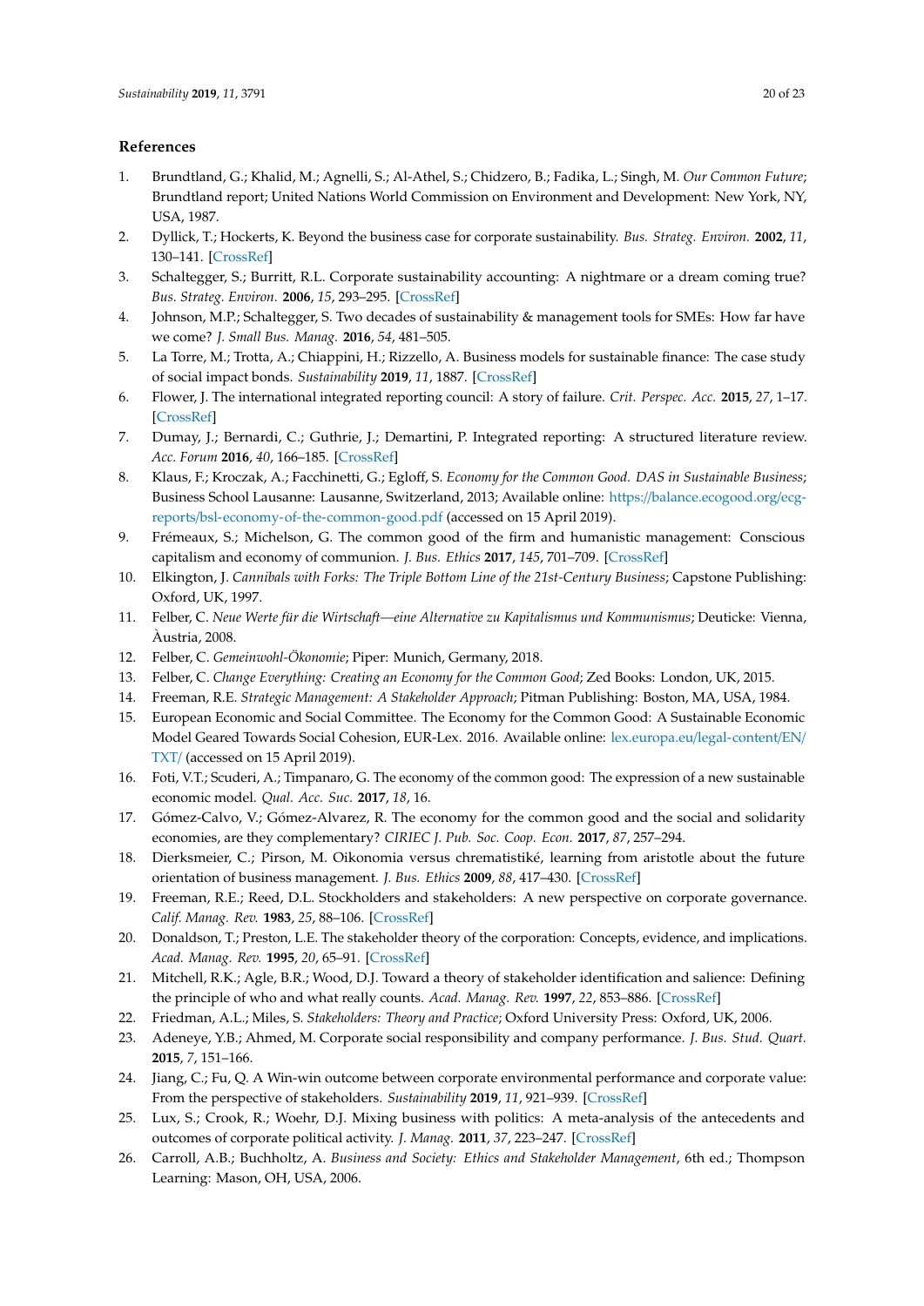## References

1. Brundtland, G.; Khalid, M.; Agnelli, S.; Al-Athel, S.; Chidzero, B.; Fadika, L.; Singh, M. *Our Common Future*; Brundtland report; United Nations World Commission on Environment and Development: New York, NY, USA, 1987.
2. Dyllick, T.; Hockerts, K. Beyond the business case for corporate sustainability. *Bus. Strateg. Environ.* **2002**, *11*, 130–141. [CrossRef]
3. Schaltegger, S.; Burritt, R.L. Corporate sustainability accounting: A nightmare or a dream coming true? *Bus. Strateg. Environ.* **2006**, *15*, 293–295. [CrossRef]
4. Johnson, M.P.; Schaltegger, S. Two decades of sustainability & management tools for SMEs: How far have we come? *J. Small Bus. Manag.* **2016**, *54*, 481–505.
5. La Torre, M.; Trotta, A.; Chiappini, H.; Rizzello, A. Business models for sustainable finance: The case study of social impact bonds. *Sustainability* **2019**, *11*, 1887. [CrossRef]
6. Flower, J. The international integrated reporting council: A story of failure. *Crit. Perspec. Acc.* **2015**, *27*, 1–17. [CrossRef]
7. Dumay, J.; Bernardi, C.; Guthrie, J.; Demartini, P. Integrated reporting: A structured literature review. *Acc. Forum* **2016**, *40*, 166–185. [CrossRef]
8. Klaus, F.; Kroczak, A.; Facchinetti, G.; Egloff, S. *Economy for the Common Good. DAS in Sustainable Business*; Business School Lausanne: Lausanne, Switzerland, 2013; Available online: https://balance.ecogood.org/ecg-reports/bsl-economy-of-the-common-good.pdf (accessed on 15 April 2019).
9. Frémeaux, S.; Michelson, G. The common good of the firm and humanistic management: Conscious capitalism and economy of communion. *J. Bus. Ethics* **2017**, *145*, 701–709. [CrossRef]
10. Elkington, J. *Cannibals with Forks: The Triple Bottom Line of the 21st-Century Business*; Capstone Publishing: Oxford, UK, 1997.
11. Felber, C. *Neue Werte für die Wirtschaft—eine Alternative zu Kapitalismus und Kommunismus*; Deuticke: Vienna, Àustria, 2008.
12. Felber, C. *Gemeinwohl-Ökonomie*; Piper: Munich, Germany, 2018.
13. Felber, C. *Change Everything: Creating an Economy for the Common Good*; Zed Books: London, UK, 2015.
14. Freeman, R.E. *Strategic Management: A Stakeholder Approach*; Pitman Publishing: Boston, MA, USA, 1984.
15. European Economic and Social Committee. The Economy for the Common Good: A Sustainable Economic Model Geared Towards Social Cohesion, EUR-Lex. 2016. Available online: lex.europa.eu/legal-content/EN/TXT/ (accessed on 15 April 2019).
16. Foti, V.T.; Scuderi, A.; Timpanaro, G. The economy of the common good: The expression of a new sustainable economic model. *Qual. Acc. Suc.* **2017**, *18*, 16.
17. Gómez-Calvo, V.; Gómez-Alvarez, R. The economy for the common good and the social and solidarity economies, are they complementary? *CIRIEC J. Pub. Soc. Coop. Econ.* **2017**, *87*, 257–294.
18. Dierksmeier, C.; Pirson, M. Oikonomia versus chrematistiké, learning from aristotle about the future orientation of business management. *J. Bus. Ethics* **2009**, *88*, 417–430. [CrossRef]
19. Freeman, R.E.; Reed, D.L. Stockholders and stakeholders: A new perspective on corporate governance. *Calif. Manag. Rev.* **1983**, *25*, 88–106. [CrossRef]
20. Donaldson, T.; Preston, L.E. The stakeholder theory of the corporation: Concepts, evidence, and implications. *Acad. Manag. Rev.* **1995**, *20*, 65–91. [CrossRef]
21. Mitchell, R.K.; Agle, B.R.; Wood, D.J. Toward a theory of stakeholder identification and salience: Defining the principle of who and what really counts. *Acad. Manag. Rev.* **1997**, *22*, 853–886. [CrossRef]
22. Friedman, A.L.; Miles, S. *Stakeholders: Theory and Practice*; Oxford University Press: Oxford, UK, 2006.
23. Adeneye, Y.B.; Ahmed, M. Corporate social responsibility and company performance. *J. Bus. Stud. Quart.* **2015**, *7*, 151–166.
24. Jiang, C.; Fu, Q. A Win-win outcome between corporate environmental performance and corporate value: From the perspective of stakeholders. *Sustainability* **2019**, *11*, 921–939. [CrossRef]
25. Lux, S.; Crook, R.; Woehr, D.J. Mixing business with politics: A meta-analysis of the antecedents and outcomes of corporate political activity. *J. Manag.* **2011**, *37*, 223–247. [CrossRef]
26. Carroll, A.B.; Buchholtz, A. *Business and Society: Ethics and Stakeholder Management*, 6th ed.; Thompson Learning: Mason, OH, USA, 2006.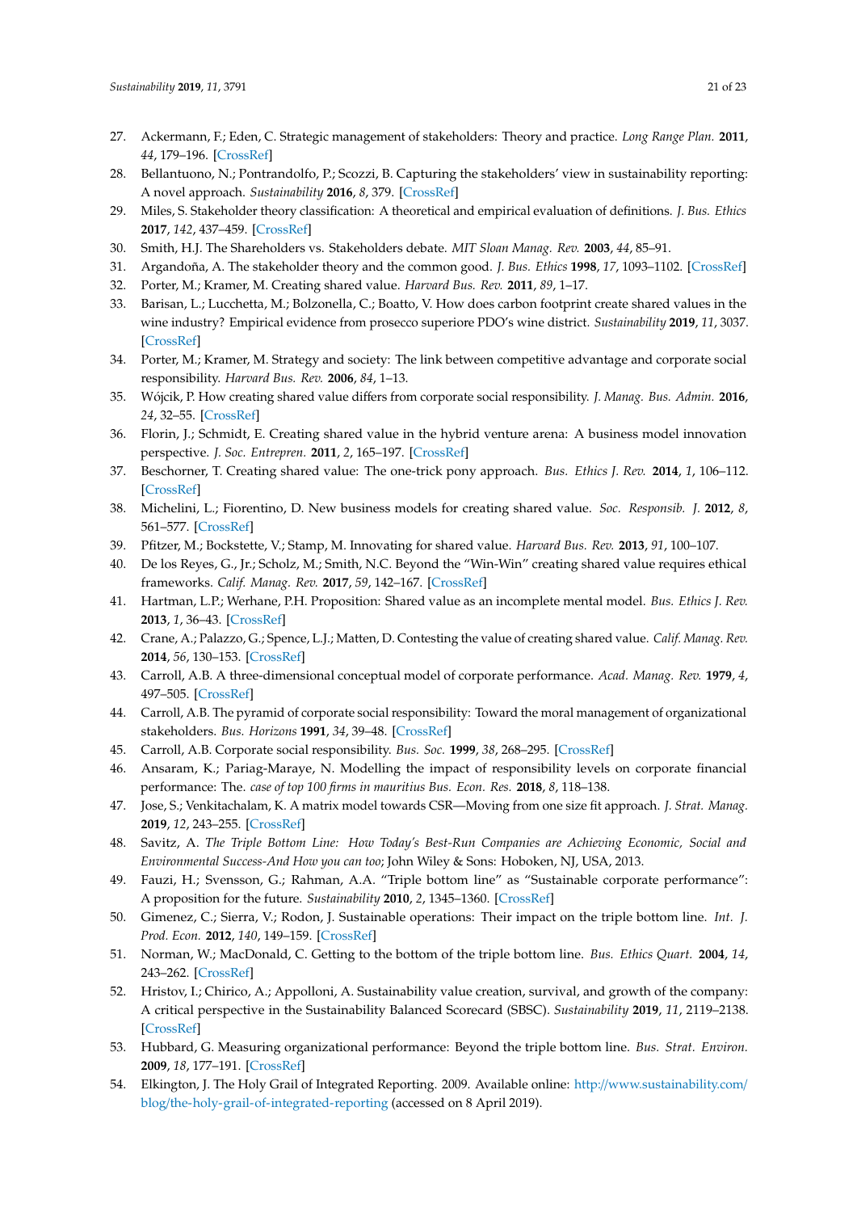27. Ackermann, F.; Eden, C. Strategic management of stakeholders: Theory and practice. *Long Range Plan.* **2011**, *44*, 179–196. [CrossRef]
28. Bellantuono, N.; Pontrandolfo, P.; Scozzi, B. Capturing the stakeholders' view in sustainability reporting: A novel approach. *Sustainability* **2016**, *8*, 379. [CrossRef]
29. Miles, S. Stakeholder theory classification: A theoretical and empirical evaluation of definitions. *J. Bus. Ethics* **2017**, *142*, 437–459. [CrossRef]
30. Smith, H.J. The Shareholders vs. Stakeholders debate. *MIT Sloan Manag. Rev.* **2003**, *44*, 85–91.
31. Argandoña, A. The stakeholder theory and the common good. *J. Bus. Ethics* **1998**, *17*, 1093–1102. [CrossRef]
32. Porter, M.; Kramer, M. Creating shared value. *Harvard Bus. Rev.* **2011**, *89*, 1–17.
33. Barisan, L.; Lucchetta, M.; Bolzonella, C.; Boatto, V. How does carbon footprint create shared values in the wine industry? Empirical evidence from prosecco superiore PDO's wine district. *Sustainability* **2019**, *11*, 3037. [CrossRef]
34. Porter, M.; Kramer, M. Strategy and society: The link between competitive advantage and corporate social responsibility. *Harvard Bus. Rev.* **2006**, *84*, 1–13.
35. Wójcik, P. How creating shared value differs from corporate social responsibility. *J. Manag. Bus. Admin.* **2016**, *24*, 32–55. [CrossRef]
36. Florin, J.; Schmidt, E. Creating shared value in the hybrid venture arena: A business model innovation perspective. *J. Soc. Entrepren.* **2011**, *2*, 165–197. [CrossRef]
37. Beschorner, T. Creating shared value: The one-trick pony approach. *Bus. Ethics J. Rev.* **2014**, *1*, 106–112. [CrossRef]
38. Michelini, L.; Fiorentino, D. New business models for creating shared value. *Soc. Responsib. J.* **2012**, *8*, 561–577. [CrossRef]
39. Pfitzer, M.; Bockstette, V.; Stamp, M. Innovating for shared value. *Harvard Bus. Rev.* **2013**, *91*, 100–107.
40. De los Reyes, G., Jr.; Scholz, M.; Smith, N.C. Beyond the "Win-Win" creating shared value requires ethical frameworks. *Calif. Manag. Rev.* **2017**, *59*, 142–167. [CrossRef]
41. Hartman, L.P.; Werhane, P.H. Proposition: Shared value as an incomplete mental model. *Bus. Ethics J. Rev.* **2013**, *1*, 36–43. [CrossRef]
42. Crane, A.; Palazzo, G.; Spence, L.J.; Matten, D. Contesting the value of creating shared value. *Calif. Manag. Rev.* **2014**, *56*, 130–153. [CrossRef]
43. Carroll, A.B. A three-dimensional conceptual model of corporate performance. *Acad. Manag. Rev.* **1979**, *4*, 497–505. [CrossRef]
44. Carroll, A.B. The pyramid of corporate social responsibility: Toward the moral management of organizational stakeholders. *Bus. Horizons* **1991**, *34*, 39–48. [CrossRef]
45. Carroll, A.B. Corporate social responsibility. *Bus. Soc.* **1999**, *38*, 268–295. [CrossRef]
46. Ansaram, K.; Pariag-Maraye, N. Modelling the impact of responsibility levels on corporate financial performance: The. *case of top 100 firms in mauritius Bus. Econ. Res.* **2018**, *8*, 118–138.
47. Jose, S.; Venkitachalam, K. A matrix model towards CSR—Moving from one size fit approach. *J. Strat. Manag.* **2019**, *12*, 243–255. [CrossRef]
48. Savitz, A. *The Triple Bottom Line: How Today's Best-Run Companies are Achieving Economic, Social and Environmental Success-And How you can too*; John Wiley & Sons: Hoboken, NJ, USA, 2013.
49. Fauzi, H.; Svensson, G.; Rahman, A.A. "Triple bottom line" as "Sustainable corporate performance": A proposition for the future. *Sustainability* **2010**, *2*, 1345–1360. [CrossRef]
50. Gimenez, C.; Sierra, V.; Rodon, J. Sustainable operations: Their impact on the triple bottom line. *Int. J. Prod. Econ.* **2012**, *140*, 149–159. [CrossRef]
51. Norman, W.; MacDonald, C. Getting to the bottom of the triple bottom line. *Bus. Ethics Quart.* **2004**, *14*, 243–262. [CrossRef]
52. Hristov, I.; Chirico, A.; Appolloni, A. Sustainability value creation, survival, and growth of the company: A critical perspective in the Sustainability Balanced Scorecard (SBSC). *Sustainability* **2019**, *11*, 2119–2138. [CrossRef]
53. Hubbard, G. Measuring organizational performance: Beyond the triple bottom line. *Bus. Strat. Environ.* **2009**, *18*, 177–191. [CrossRef]
54. Elkington, J. The Holy Grail of Integrated Reporting. 2009. Available online: http://www.sustainability.com/blog/the-holy-grail-of-integrated-reporting (accessed on 8 April 2019).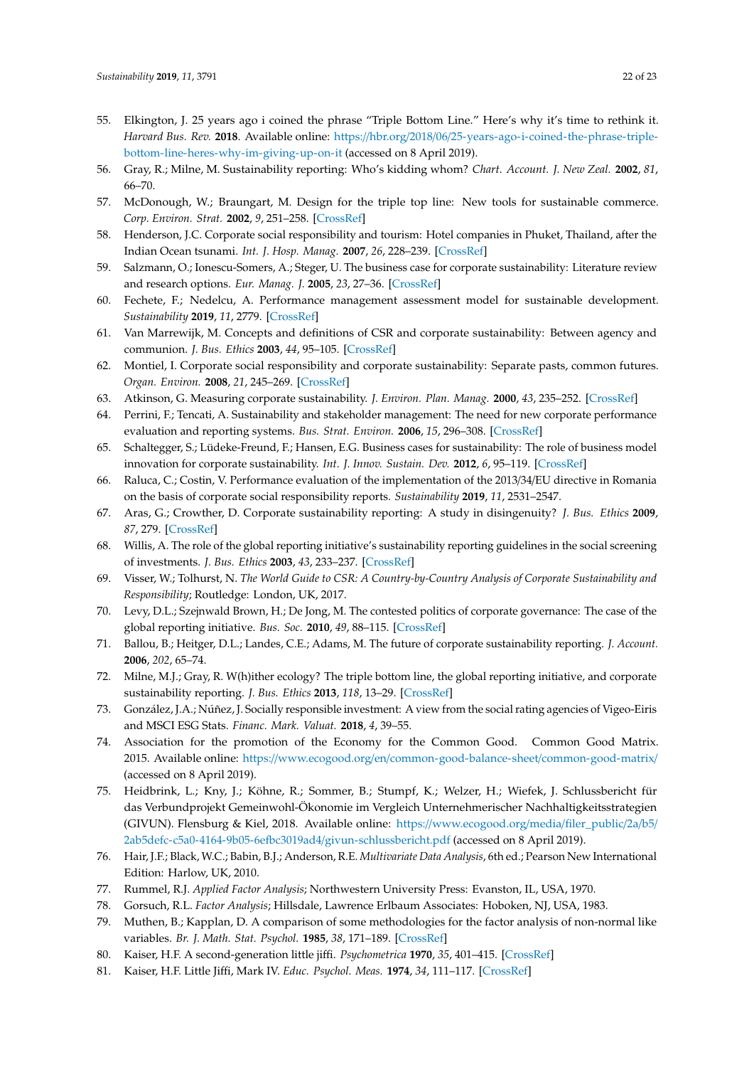55. Elkington, J. 25 years ago i coined the phrase "Triple Bottom Line." Here's why it's time to rethink it. *Harvard Bus. Rev.* **2018**. Available online: https://hbr.org/2018/06/25-years-ago-i-coined-the-phrase-triple-bottom-line-heres-why-im-giving-up-on-it (accessed on 8 April 2019).
56. Gray, R.; Milne, M. Sustainability reporting: Who's kidding whom? *Chart. Account. J. New Zeal.* **2002**, *81*, 66–70.
57. McDonough, W.; Braungart, M. Design for the triple top line: New tools for sustainable commerce. *Corp. Environ. Strat.* **2002**, *9*, 251–258. [CrossRef]
58. Henderson, J.C. Corporate social responsibility and tourism: Hotel companies in Phuket, Thailand, after the Indian Ocean tsunami. *Int. J. Hosp. Manag.* **2007**, *26*, 228–239. [CrossRef]
59. Salzmann, O.; Ionescu-Somers, A.; Steger, U. The business case for corporate sustainability: Literature review and research options. *Eur. Manag. J.* **2005**, *23*, 27–36. [CrossRef]
60. Fechete, F.; Nedelcu, A. Performance management assessment model for sustainable development. *Sustainability* **2019**, *11*, 2779. [CrossRef]
61. Van Marrewijk, M. Concepts and definitions of CSR and corporate sustainability: Between agency and communion. *J. Bus. Ethics* **2003**, *44*, 95–105. [CrossRef]
62. Montiel, I. Corporate social responsibility and corporate sustainability: Separate pasts, common futures. *Organ. Environ.* **2008**, *21*, 245–269. [CrossRef]
63. Atkinson, G. Measuring corporate sustainability. *J. Environ. Plan. Manag.* **2000**, *43*, 235–252. [CrossRef]
64. Perrini, F.; Tencati, A. Sustainability and stakeholder management: The need for new corporate performance evaluation and reporting systems. *Bus. Strat. Environ.* **2006**, *15*, 296–308. [CrossRef]
65. Schaltegger, S.; Lüdeke-Freund, F.; Hansen, E.G. Business cases for sustainability: The role of business model innovation for corporate sustainability. *Int. J. Innov. Sustain. Dev.* **2012**, *6*, 95–119. [CrossRef]
66. Raluca, C.; Costin, V. Performance evaluation of the implementation of the 2013/34/EU directive in Romania on the basis of corporate social responsibility reports. *Sustainability* **2019**, *11*, 2531–2547.
67. Aras, G.; Crowther, D. Corporate sustainability reporting: A study in disingenuity? *J. Bus. Ethics* **2009**, *87*, 279. [CrossRef]
68. Willis, A. The role of the global reporting initiative's sustainability reporting guidelines in the social screening of investments. *J. Bus. Ethics* **2003**, *43*, 233–237. [CrossRef]
69. Visser, W.; Tolhurst, N. *The World Guide to CSR: A Country-by-Country Analysis of Corporate Sustainability and Responsibility*; Routledge: London, UK, 2017.
70. Levy, D.L.; Szejnwald Brown, H.; De Jong, M. The contested politics of corporate governance: The case of the global reporting initiative. *Bus. Soc.* **2010**, *49*, 88–115. [CrossRef]
71. Ballou, B.; Heitger, D.L.; Landes, C.E.; Adams, M. The future of corporate sustainability reporting. *J. Account.* **2006**, *202*, 65–74.
72. Milne, M.J.; Gray, R. W(h)ither ecology? The triple bottom line, the global reporting initiative, and corporate sustainability reporting. *J. Bus. Ethics* **2013**, *118*, 13–29. [CrossRef]
73. González, J.A.; Núñez, J. Socially responsible investment: A view from the social rating agencies of Vigeo-Eiris and MSCI ESG Stats. *Financ. Mark. Valuat.* **2018**, *4*, 39–55.
74. Association for the promotion of the Economy for the Common Good. Common Good Matrix. 2015. Available online: https://www.ecogood.org/en/common-good-balance-sheet/common-good-matrix/ (accessed on 8 April 2019).
75. Heidbrink, L.; Kny, J.; Köhne, R.; Sommer, B.; Stumpf, K.; Welzer, H.; Wiefek, J. Schlussbericht für das Verbundprojekt Gemeinwohl-Ökonomie im Vergleich Unternehmerischer Nachhaltigkeitsstrategien (GIVUN). Flensburg & Kiel, 2018. Available online: https://www.ecogood.org/media/filer_public/2a/b5/2ab5defc-c5a0-4164-9b05-6efbc3019ad4/givun-schlussbericht.pdf (accessed on 8 April 2019).
76. Hair, J.F.; Black, W.C.; Babin, B.J.; Anderson, R.E. *Multivariate Data Analysis*, 6th ed.; Pearson New International Edition: Harlow, UK, 2010.
77. Rummel, R.J. *Applied Factor Analysis*; Northwestern University Press: Evanston, IL, USA, 1970.
78. Gorsuch, R.L. *Factor Analysis*; Hillsdale, Lawrence Erlbaum Associates: Hoboken, NJ, USA, 1983.
79. Muthen, B.; Kapplan, D. A comparison of some methodologies for the factor analysis of non-normal like variables. *Br. J. Math. Stat. Psychol.* **1985**, *38*, 171–189. [CrossRef]
80. Kaiser, H.F. A second-generation little jiffi. *Psychometrica* **1970**, *35*, 401–415. [CrossRef]
81. Kaiser, H.F. Little Jiffi, Mark IV. *Educ. Psychol. Meas.* **1974**, *34*, 111–117. [CrossRef]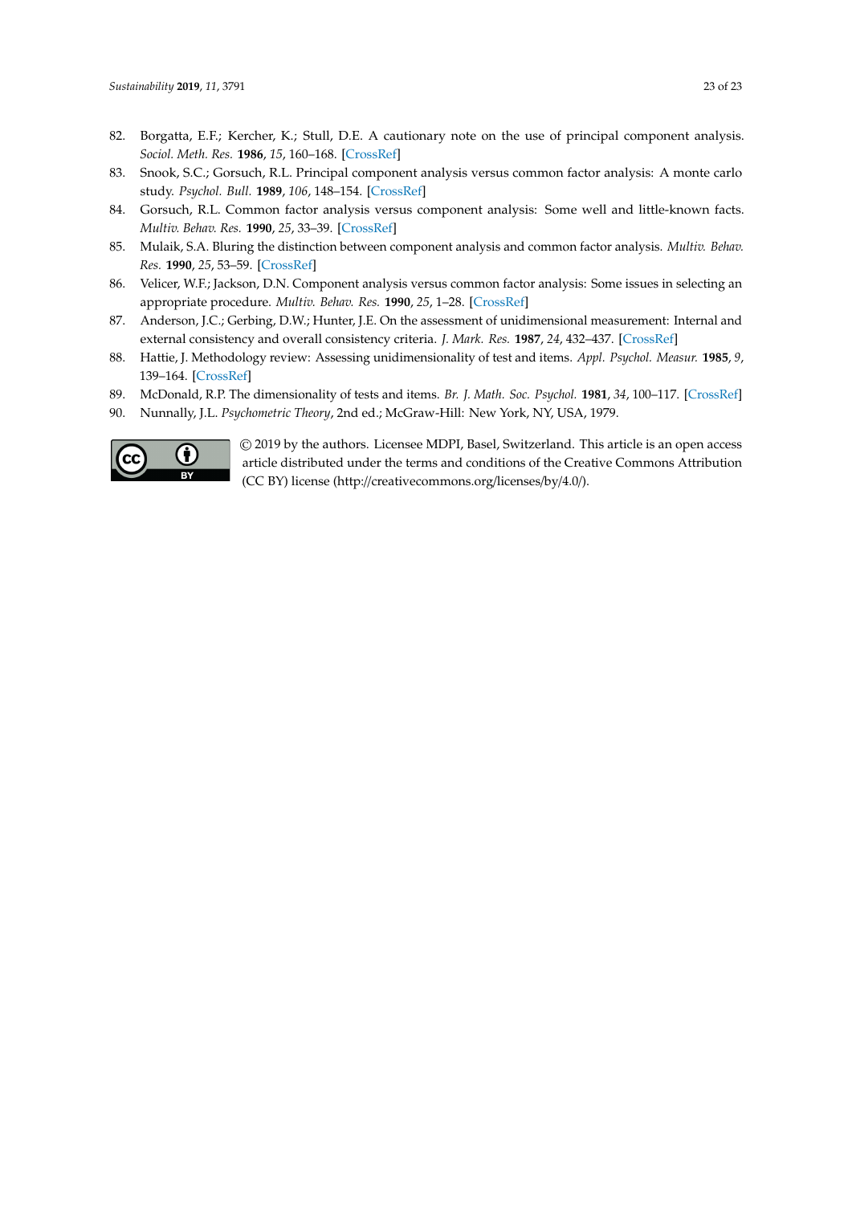82. Borgatta, E.F.; Kercher, K.; Stull, D.E. A cautionary note on the use of principal component analysis. *Sociol. Meth. Res.* **1986**, *15*, 160–168. [CrossRef]
83. Snook, S.C.; Gorsuch, R.L. Principal component analysis versus common factor analysis: A monte carlo study. *Psychol. Bull.* **1989**, *106*, 148–154. [CrossRef]
84. Gorsuch, R.L. Common factor analysis versus component analysis: Some well and little-known facts. *Multiv. Behav. Res.* **1990**, *25*, 33–39. [CrossRef]
85. Mulaik, S.A. Bluring the distinction between component analysis and common factor analysis. *Multiv. Behav. Res.* **1990**, *25*, 53–59. [CrossRef]
86. Velicer, W.F.; Jackson, D.N. Component analysis versus common factor analysis: Some issues in selecting an appropriate procedure. *Multiv. Behav. Res.* **1990**, *25*, 1–28. [CrossRef]
87. Anderson, J.C.; Gerbing, D.W.; Hunter, J.E. On the assessment of unidimensional measurement: Internal and external consistency and overall consistency criteria. *J. Mark. Res.* **1987**, *24*, 432–437. [CrossRef]
88. Hattie, J. Methodology review: Assessing unidimensionality of test and items. *Appl. Psychol. Measur.* **1985**, *9*, 139–164. [CrossRef]
89. McDonald, R.P. The dimensionality of tests and items. *Br. J. Math. Soc. Psychol.* **1981**, *34*, 100–117. [CrossRef]
90. Nunnally, J.L. *Psychometric Theory*, 2nd ed.; McGraw-Hill: New York, NY, USA, 1979.

© 2019 by the authors. Licensee MDPI, Basel, Switzerland. This article is an open access article distributed under the terms and conditions of the Creative Commons Attribution (CC BY) license (http://creativecommons.org/licenses/by/4.0/).